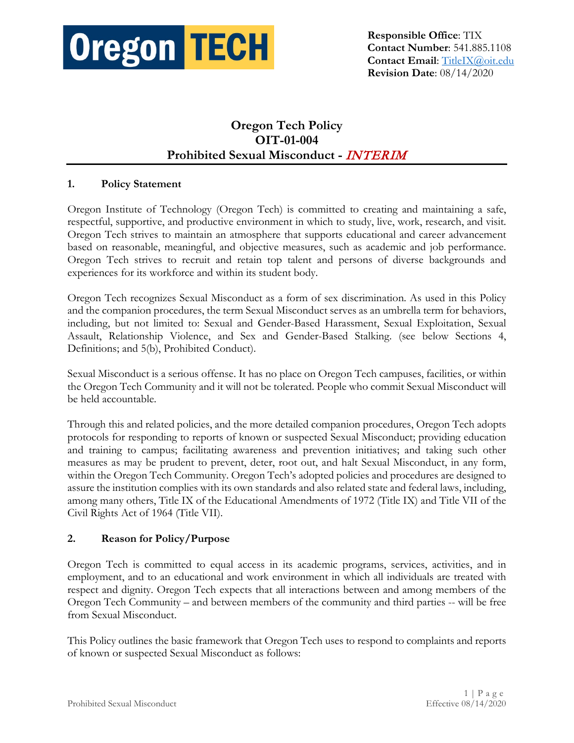Oregon TECH

**Responsible Office**: TIX
**Contact Number**: 541.885.1108
**Contact Email**: TitleIX@oit.edu
**Revision Date**: 08/14/2020

# Oregon Tech Policy
# OIT-01-004
# Prohibited Sexual Misconduct - *INTERIM*

## 1. Policy Statement

Oregon Institute of Technology (Oregon Tech) is committed to creating and maintaining a safe, respectful, supportive, and productive environment in which to study, live, work, research, and visit. Oregon Tech strives to maintain an atmosphere that supports educational and career advancement based on reasonable, meaningful, and objective measures, such as academic and job performance. Oregon Tech strives to recruit and retain top talent and persons of diverse backgrounds and experiences for its workforce and within its student body.

Oregon Tech recognizes Sexual Misconduct as a form of sex discrimination. As used in this Policy and the companion procedures, the term Sexual Misconduct serves as an umbrella term for behaviors, including, but not limited to: Sexual and Gender-Based Harassment, Sexual Exploitation, Sexual Assault, Relationship Violence, and Sex and Gender-Based Stalking. (see below Sections 4, Definitions; and 5(b), Prohibited Conduct).

Sexual Misconduct is a serious offense. It has no place on Oregon Tech campuses, facilities, or within the Oregon Tech Community and it will not be tolerated. People who commit Sexual Misconduct will be held accountable.

Through this and related policies, and the more detailed companion procedures, Oregon Tech adopts protocols for responding to reports of known or suspected Sexual Misconduct; providing education and training to campus; facilitating awareness and prevention initiatives; and taking such other measures as may be prudent to prevent, deter, root out, and halt Sexual Misconduct, in any form, within the Oregon Tech Community. Oregon Tech's adopted policies and procedures are designed to assure the institution complies with its own standards and also related state and federal laws, including, among many others, Title IX of the Educational Amendments of 1972 (Title IX) and Title VII of the Civil Rights Act of 1964 (Title VII).

## 2. Reason for Policy/Purpose

Oregon Tech is committed to equal access in its academic programs, services, activities, and in employment, and to an educational and work environment in which all individuals are treated with respect and dignity. Oregon Tech expects that all interactions between and among members of the Oregon Tech Community – and between members of the community and third parties -- will be free from Sexual Misconduct.

This Policy outlines the basic framework that Oregon Tech uses to respond to complaints and reports of known or suspected Sexual Misconduct as follows: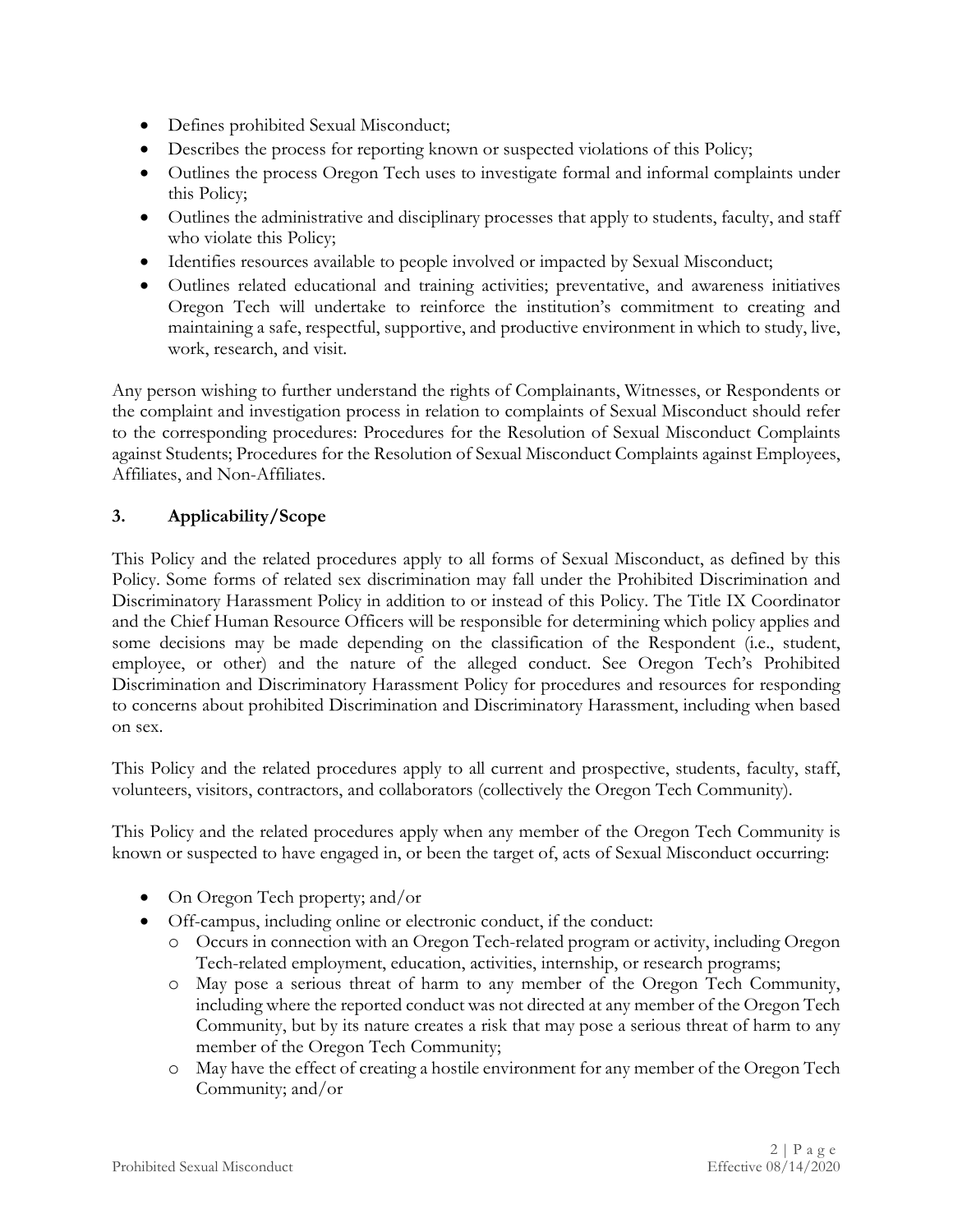- Defines prohibited Sexual Misconduct;
- Describes the process for reporting known or suspected violations of this Policy;
- Outlines the process Oregon Tech uses to investigate formal and informal complaints under this Policy;
- Outlines the administrative and disciplinary processes that apply to students, faculty, and staff who violate this Policy;
- Identifies resources available to people involved or impacted by Sexual Misconduct;
- Outlines related educational and training activities; preventative, and awareness initiatives Oregon Tech will undertake to reinforce the institution's commitment to creating and maintaining a safe, respectful, supportive, and productive environment in which to study, live, work, research, and visit.

Any person wishing to further understand the rights of Complainants, Witnesses, or Respondents or the complaint and investigation process in relation to complaints of Sexual Misconduct should refer to the corresponding procedures: Procedures for the Resolution of Sexual Misconduct Complaints against Students; Procedures for the Resolution of Sexual Misconduct Complaints against Employees, Affiliates, and Non-Affiliates.

## 3. Applicability/Scope

This Policy and the related procedures apply to all forms of Sexual Misconduct, as defined by this Policy. Some forms of related sex discrimination may fall under the Prohibited Discrimination and Discriminatory Harassment Policy in addition to or instead of this Policy. The Title IX Coordinator and the Chief Human Resource Officers will be responsible for determining which policy applies and some decisions may be made depending on the classification of the Respondent (i.e., student, employee, or other) and the nature of the alleged conduct. See Oregon Tech's Prohibited Discrimination and Discriminatory Harassment Policy for procedures and resources for responding to concerns about prohibited Discrimination and Discriminatory Harassment, including when based on sex.

This Policy and the related procedures apply to all current and prospective, students, faculty, staff, volunteers, visitors, contractors, and collaborators (collectively the Oregon Tech Community).

This Policy and the related procedures apply when any member of the Oregon Tech Community is known or suspected to have engaged in, or been the target of, acts of Sexual Misconduct occurring:

- On Oregon Tech property; and/or
- Off-campus, including online or electronic conduct, if the conduct:
  - Occurs in connection with an Oregon Tech-related program or activity, including Oregon Tech-related employment, education, activities, internship, or research programs;
  - May pose a serious threat of harm to any member of the Oregon Tech Community, including where the reported conduct was not directed at any member of the Oregon Tech Community, but by its nature creates a risk that may pose a serious threat of harm to any member of the Oregon Tech Community;
  - May have the effect of creating a hostile environment for any member of the Oregon Tech Community; and/or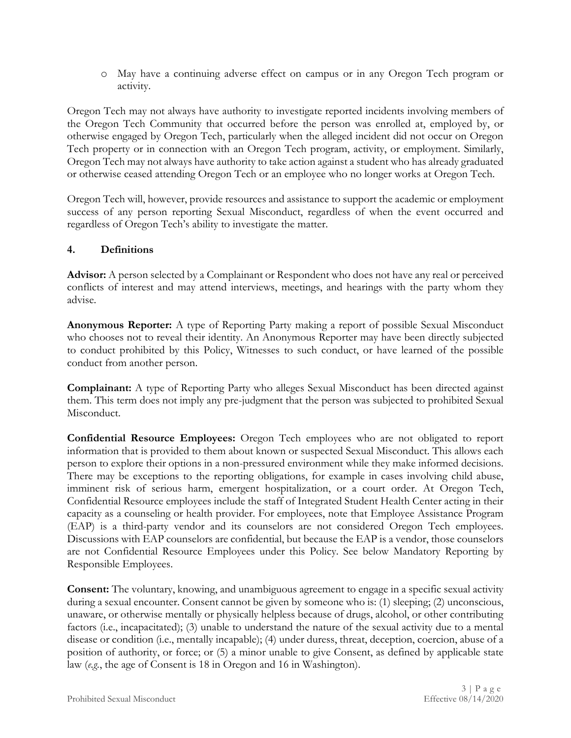- May have a continuing adverse effect on campus or in any Oregon Tech program or activity.

Oregon Tech may not always have authority to investigate reported incidents involving members of the Oregon Tech Community that occurred before the person was enrolled at, employed by, or otherwise engaged by Oregon Tech, particularly when the alleged incident did not occur on Oregon Tech property or in connection with an Oregon Tech program, activity, or employment. Similarly, Oregon Tech may not always have authority to take action against a student who has already graduated or otherwise ceased attending Oregon Tech or an employee who no longer works at Oregon Tech.

Oregon Tech will, however, provide resources and assistance to support the academic or employment success of any person reporting Sexual Misconduct, regardless of when the event occurred and regardless of Oregon Tech's ability to investigate the matter.

## 4. Definitions

**Advisor:** A person selected by a Complainant or Respondent who does not have any real or perceived conflicts of interest and may attend interviews, meetings, and hearings with the party whom they advise.

**Anonymous Reporter:** A type of Reporting Party making a report of possible Sexual Misconduct who chooses not to reveal their identity. An Anonymous Reporter may have been directly subjected to conduct prohibited by this Policy, Witnesses to such conduct, or have learned of the possible conduct from another person.

**Complainant:** A type of Reporting Party who alleges Sexual Misconduct has been directed against them. This term does not imply any pre-judgment that the person was subjected to prohibited Sexual Misconduct.

**Confidential Resource Employees:** Oregon Tech employees who are not obligated to report information that is provided to them about known or suspected Sexual Misconduct. This allows each person to explore their options in a non-pressured environment while they make informed decisions. There may be exceptions to the reporting obligations, for example in cases involving child abuse, imminent risk of serious harm, emergent hospitalization, or a court order. At Oregon Tech, Confidential Resource employees include the staff of Integrated Student Health Center acting in their capacity as a counseling or health provider. For employees, note that Employee Assistance Program (EAP) is a third-party vendor and its counselors are not considered Oregon Tech employees. Discussions with EAP counselors are confidential, but because the EAP is a vendor, those counselors are not Confidential Resource Employees under this Policy. See below Mandatory Reporting by Responsible Employees.

**Consent:** The voluntary, knowing, and unambiguous agreement to engage in a specific sexual activity during a sexual encounter. Consent cannot be given by someone who is: (1) sleeping; (2) unconscious, unaware, or otherwise mentally or physically helpless because of drugs, alcohol, or other contributing factors (i.e., incapacitated); (3) unable to understand the nature of the sexual activity due to a mental disease or condition (i.e., mentally incapable); (4) under duress, threat, deception, coercion, abuse of a position of authority, or force; or (5) a minor unable to give Consent, as defined by applicable state law (*e.g.*, the age of Consent is 18 in Oregon and 16 in Washington).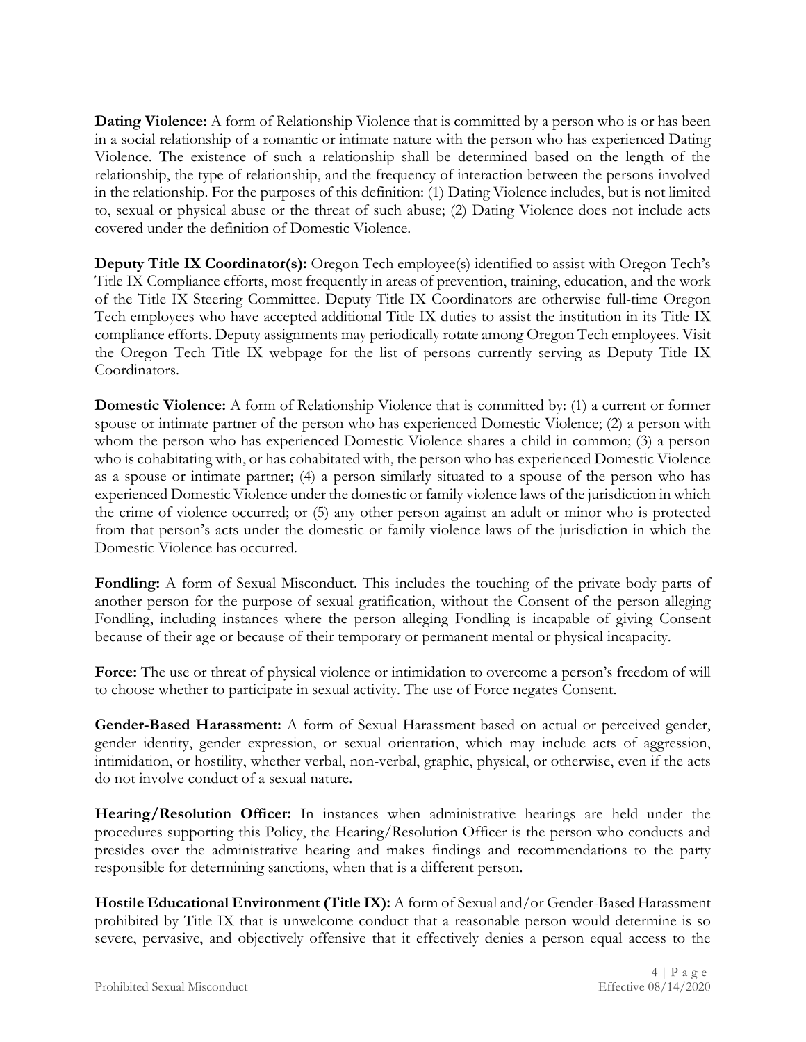**Dating Violence:** A form of Relationship Violence that is committed by a person who is or has been in a social relationship of a romantic or intimate nature with the person who has experienced Dating Violence. The existence of such a relationship shall be determined based on the length of the relationship, the type of relationship, and the frequency of interaction between the persons involved in the relationship. For the purposes of this definition: (1) Dating Violence includes, but is not limited to, sexual or physical abuse or the threat of such abuse; (2) Dating Violence does not include acts covered under the definition of Domestic Violence.

**Deputy Title IX Coordinator(s):** Oregon Tech employee(s) identified to assist with Oregon Tech's Title IX Compliance efforts, most frequently in areas of prevention, training, education, and the work of the Title IX Steering Committee. Deputy Title IX Coordinators are otherwise full-time Oregon Tech employees who have accepted additional Title IX duties to assist the institution in its Title IX compliance efforts. Deputy assignments may periodically rotate among Oregon Tech employees. Visit the Oregon Tech Title IX webpage for the list of persons currently serving as Deputy Title IX Coordinators.

**Domestic Violence:** A form of Relationship Violence that is committed by: (1) a current or former spouse or intimate partner of the person who has experienced Domestic Violence; (2) a person with whom the person who has experienced Domestic Violence shares a child in common; (3) a person who is cohabitating with, or has cohabitated with, the person who has experienced Domestic Violence as a spouse or intimate partner; (4) a person similarly situated to a spouse of the person who has experienced Domestic Violence under the domestic or family violence laws of the jurisdiction in which the crime of violence occurred; or (5) any other person against an adult or minor who is protected from that person's acts under the domestic or family violence laws of the jurisdiction in which the Domestic Violence has occurred.

**Fondling:** A form of Sexual Misconduct. This includes the touching of the private body parts of another person for the purpose of sexual gratification, without the Consent of the person alleging Fondling, including instances where the person alleging Fondling is incapable of giving Consent because of their age or because of their temporary or permanent mental or physical incapacity.

**Force:** The use or threat of physical violence or intimidation to overcome a person's freedom of will to choose whether to participate in sexual activity. The use of Force negates Consent.

**Gender-Based Harassment:** A form of Sexual Harassment based on actual or perceived gender, gender identity, gender expression, or sexual orientation, which may include acts of aggression, intimidation, or hostility, whether verbal, non-verbal, graphic, physical, or otherwise, even if the acts do not involve conduct of a sexual nature.

**Hearing/Resolution Officer:** In instances when administrative hearings are held under the procedures supporting this Policy, the Hearing/Resolution Officer is the person who conducts and presides over the administrative hearing and makes findings and recommendations to the party responsible for determining sanctions, when that is a different person.

**Hostile Educational Environment (Title IX):** A form of Sexual and/or Gender-Based Harassment prohibited by Title IX that is unwelcome conduct that a reasonable person would determine is so severe, pervasive, and objectively offensive that it effectively denies a person equal access to the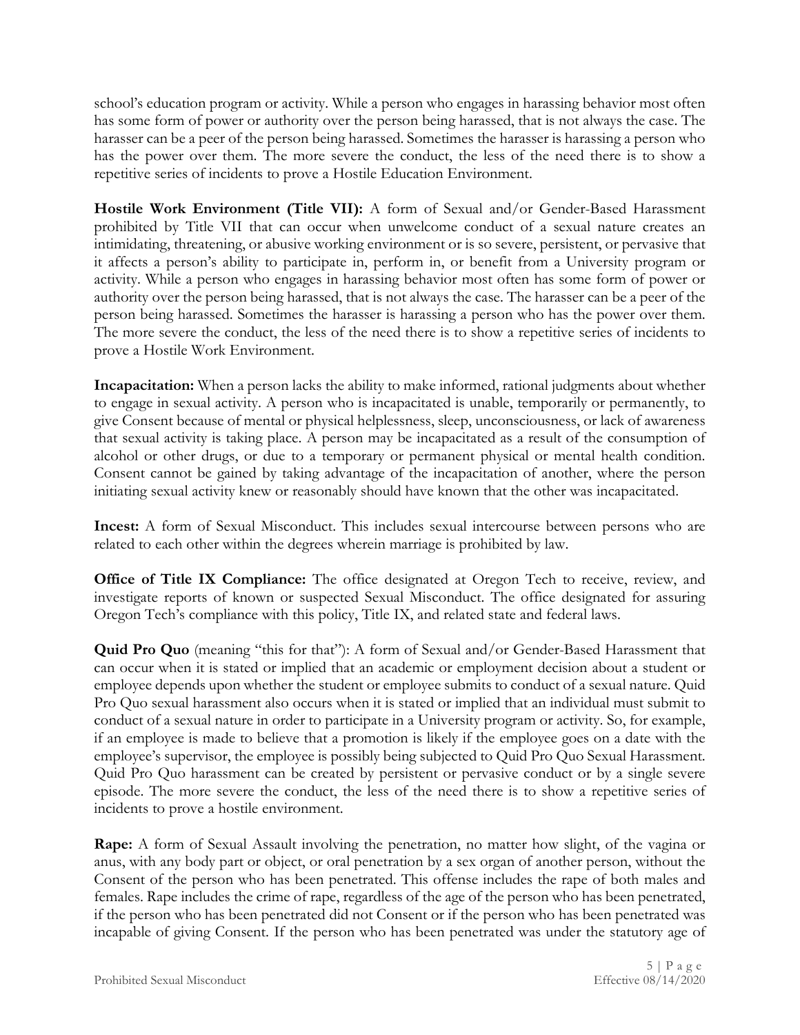school's education program or activity. While a person who engages in harassing behavior most often has some form of power or authority over the person being harassed, that is not always the case. The harasser can be a peer of the person being harassed. Sometimes the harasser is harassing a person who has the power over them. The more severe the conduct, the less of the need there is to show a repetitive series of incidents to prove a Hostile Education Environment.

**Hostile Work Environment (Title VII):** A form of Sexual and/or Gender-Based Harassment prohibited by Title VII that can occur when unwelcome conduct of a sexual nature creates an intimidating, threatening, or abusive working environment or is so severe, persistent, or pervasive that it affects a person's ability to participate in, perform in, or benefit from a University program or activity. While a person who engages in harassing behavior most often has some form of power or authority over the person being harassed, that is not always the case. The harasser can be a peer of the person being harassed. Sometimes the harasser is harassing a person who has the power over them. The more severe the conduct, the less of the need there is to show a repetitive series of incidents to prove a Hostile Work Environment.

**Incapacitation:** When a person lacks the ability to make informed, rational judgments about whether to engage in sexual activity. A person who is incapacitated is unable, temporarily or permanently, to give Consent because of mental or physical helplessness, sleep, unconsciousness, or lack of awareness that sexual activity is taking place. A person may be incapacitated as a result of the consumption of alcohol or other drugs, or due to a temporary or permanent physical or mental health condition. Consent cannot be gained by taking advantage of the incapacitation of another, where the person initiating sexual activity knew or reasonably should have known that the other was incapacitated.

**Incest:** A form of Sexual Misconduct. This includes sexual intercourse between persons who are related to each other within the degrees wherein marriage is prohibited by law.

**Office of Title IX Compliance:** The office designated at Oregon Tech to receive, review, and investigate reports of known or suspected Sexual Misconduct. The office designated for assuring Oregon Tech's compliance with this policy, Title IX, and related state and federal laws.

**Quid Pro Quo** (meaning "this for that"): A form of Sexual and/or Gender-Based Harassment that can occur when it is stated or implied that an academic or employment decision about a student or employee depends upon whether the student or employee submits to conduct of a sexual nature. Quid Pro Quo sexual harassment also occurs when it is stated or implied that an individual must submit to conduct of a sexual nature in order to participate in a University program or activity. So, for example, if an employee is made to believe that a promotion is likely if the employee goes on a date with the employee's supervisor, the employee is possibly being subjected to Quid Pro Quo Sexual Harassment. Quid Pro Quo harassment can be created by persistent or pervasive conduct or by a single severe episode. The more severe the conduct, the less of the need there is to show a repetitive series of incidents to prove a hostile environment.

**Rape:** A form of Sexual Assault involving the penetration, no matter how slight, of the vagina or anus, with any body part or object, or oral penetration by a sex organ of another person, without the Consent of the person who has been penetrated. This offense includes the rape of both males and females. Rape includes the crime of rape, regardless of the age of the person who has been penetrated, if the person who has been penetrated did not Consent or if the person who has been penetrated was incapable of giving Consent. If the person who has been penetrated was under the statutory age of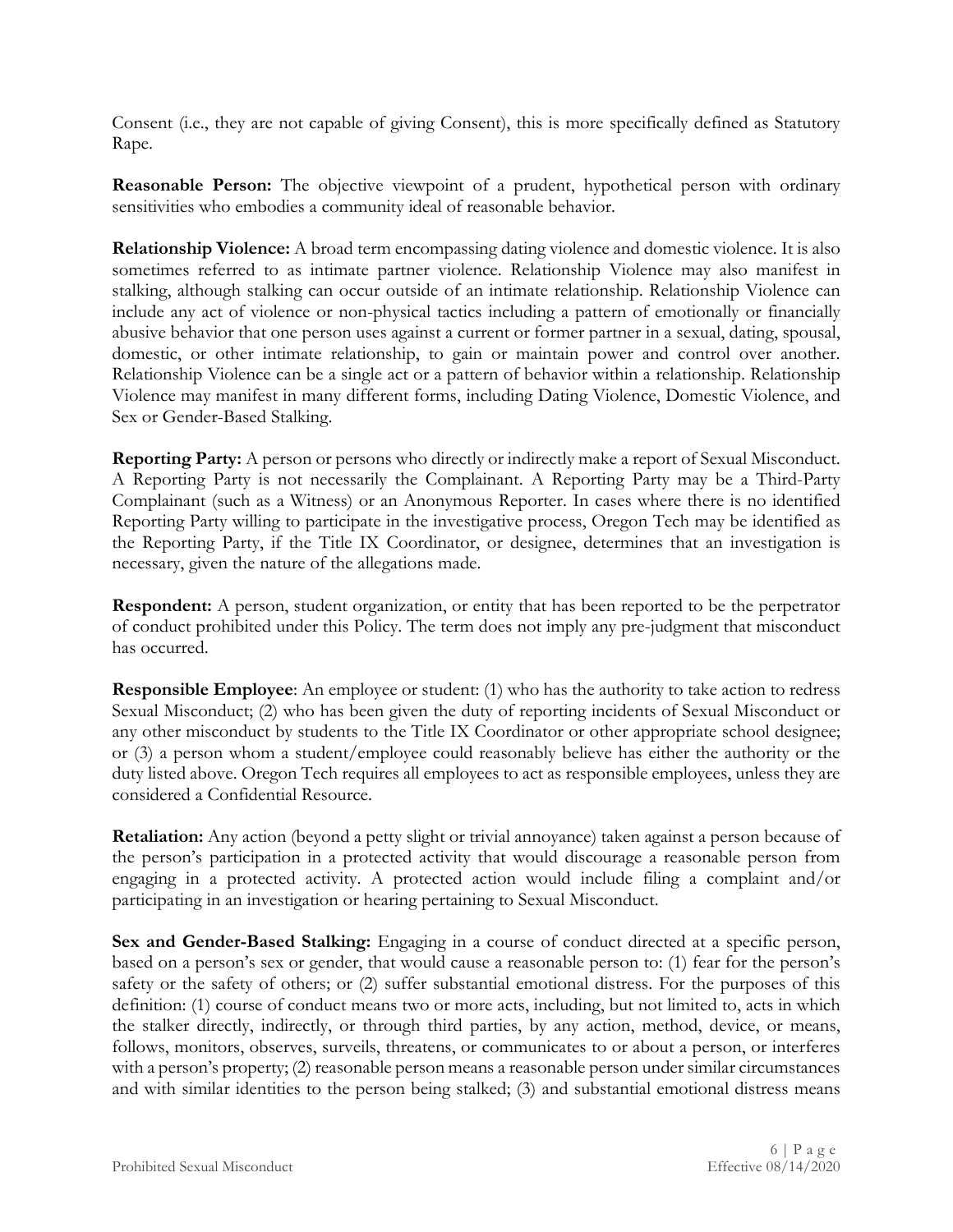Consent (i.e., they are not capable of giving Consent), this is more specifically defined as Statutory Rape.

**Reasonable Person:** The objective viewpoint of a prudent, hypothetical person with ordinary sensitivities who embodies a community ideal of reasonable behavior.

**Relationship Violence:** A broad term encompassing dating violence and domestic violence. It is also sometimes referred to as intimate partner violence. Relationship Violence may also manifest in stalking, although stalking can occur outside of an intimate relationship. Relationship Violence can include any act of violence or non-physical tactics including a pattern of emotionally or financially abusive behavior that one person uses against a current or former partner in a sexual, dating, spousal, domestic, or other intimate relationship, to gain or maintain power and control over another. Relationship Violence can be a single act or a pattern of behavior within a relationship. Relationship Violence may manifest in many different forms, including Dating Violence, Domestic Violence, and Sex or Gender-Based Stalking.

**Reporting Party:** A person or persons who directly or indirectly make a report of Sexual Misconduct. A Reporting Party is not necessarily the Complainant. A Reporting Party may be a Third-Party Complainant (such as a Witness) or an Anonymous Reporter. In cases where there is no identified Reporting Party willing to participate in the investigative process, Oregon Tech may be identified as the Reporting Party, if the Title IX Coordinator, or designee, determines that an investigation is necessary, given the nature of the allegations made.

**Respondent:** A person, student organization, or entity that has been reported to be the perpetrator of conduct prohibited under this Policy. The term does not imply any pre-judgment that misconduct has occurred.

**Responsible Employee**: An employee or student: (1) who has the authority to take action to redress Sexual Misconduct; (2) who has been given the duty of reporting incidents of Sexual Misconduct or any other misconduct by students to the Title IX Coordinator or other appropriate school designee; or (3) a person whom a student/employee could reasonably believe has either the authority or the duty listed above. Oregon Tech requires all employees to act as responsible employees, unless they are considered a Confidential Resource.

**Retaliation:** Any action (beyond a petty slight or trivial annoyance) taken against a person because of the person's participation in a protected activity that would discourage a reasonable person from engaging in a protected activity. A protected action would include filing a complaint and/or participating in an investigation or hearing pertaining to Sexual Misconduct.

**Sex and Gender-Based Stalking:** Engaging in a course of conduct directed at a specific person, based on a person's sex or gender, that would cause a reasonable person to: (1) fear for the person's safety or the safety of others; or (2) suffer substantial emotional distress. For the purposes of this definition: (1) course of conduct means two or more acts, including, but not limited to, acts in which the stalker directly, indirectly, or through third parties, by any action, method, device, or means, follows, monitors, observes, surveils, threatens, or communicates to or about a person, or interferes with a person's property; (2) reasonable person means a reasonable person under similar circumstances and with similar identities to the person being stalked; (3) and substantial emotional distress means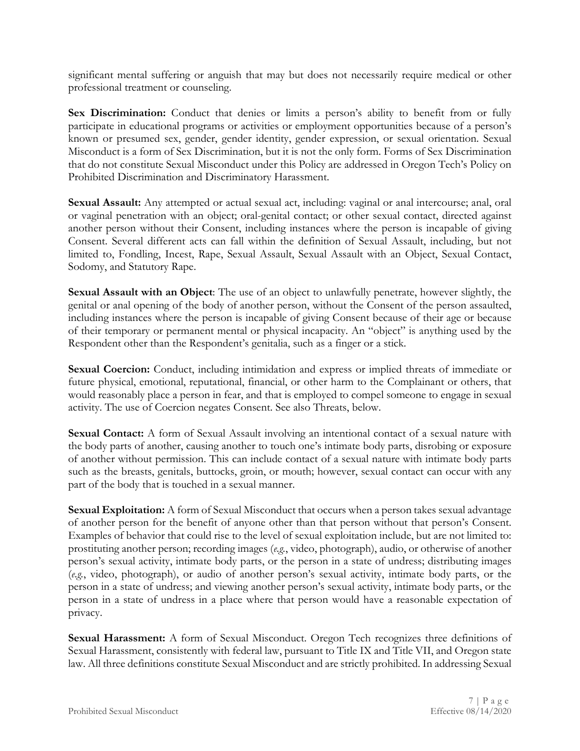significant mental suffering or anguish that may but does not necessarily require medical or other professional treatment or counseling.

**Sex Discrimination:** Conduct that denies or limits a person's ability to benefit from or fully participate in educational programs or activities or employment opportunities because of a person's known or presumed sex, gender, gender identity, gender expression, or sexual orientation. Sexual Misconduct is a form of Sex Discrimination, but it is not the only form. Forms of Sex Discrimination that do not constitute Sexual Misconduct under this Policy are addressed in Oregon Tech's Policy on Prohibited Discrimination and Discriminatory Harassment.

**Sexual Assault:** Any attempted or actual sexual act, including: vaginal or anal intercourse; anal, oral or vaginal penetration with an object; oral-genital contact; or other sexual contact, directed against another person without their Consent, including instances where the person is incapable of giving Consent. Several different acts can fall within the definition of Sexual Assault, including, but not limited to, Fondling, Incest, Rape, Sexual Assault, Sexual Assault with an Object, Sexual Contact, Sodomy, and Statutory Rape.

**Sexual Assault with an Object**: The use of an object to unlawfully penetrate, however slightly, the genital or anal opening of the body of another person, without the Consent of the person assaulted, including instances where the person is incapable of giving Consent because of their age or because of their temporary or permanent mental or physical incapacity. An "object" is anything used by the Respondent other than the Respondent's genitalia, such as a finger or a stick.

**Sexual Coercion:** Conduct, including intimidation and express or implied threats of immediate or future physical, emotional, reputational, financial, or other harm to the Complainant or others, that would reasonably place a person in fear, and that is employed to compel someone to engage in sexual activity. The use of Coercion negates Consent. See also Threats, below.

**Sexual Contact:** A form of Sexual Assault involving an intentional contact of a sexual nature with the body parts of another, causing another to touch one's intimate body parts, disrobing or exposure of another without permission. This can include contact of a sexual nature with intimate body parts such as the breasts, genitals, buttocks, groin, or mouth; however, sexual contact can occur with any part of the body that is touched in a sexual manner.

**Sexual Exploitation:** A form of Sexual Misconduct that occurs when a person takes sexual advantage of another person for the benefit of anyone other than that person without that person's Consent. Examples of behavior that could rise to the level of sexual exploitation include, but are not limited to: prostituting another person; recording images (*e.g.*, video, photograph), audio, or otherwise of another person's sexual activity, intimate body parts, or the person in a state of undress; distributing images (*e.g.*, video, photograph), or audio of another person's sexual activity, intimate body parts, or the person in a state of undress; and viewing another person's sexual activity, intimate body parts, or the person in a state of undress in a place where that person would have a reasonable expectation of privacy.

**Sexual Harassment:** A form of Sexual Misconduct. Oregon Tech recognizes three definitions of Sexual Harassment, consistently with federal law, pursuant to Title IX and Title VII, and Oregon state law. All three definitions constitute Sexual Misconduct and are strictly prohibited. In addressing Sexual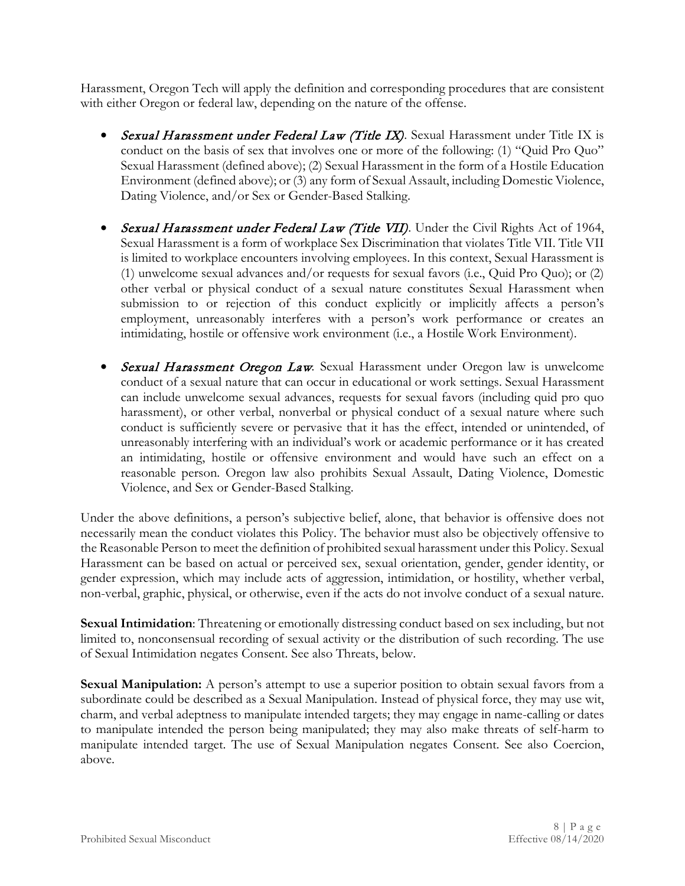Harassment, Oregon Tech will apply the definition and corresponding procedures that are consistent with either Oregon or federal law, depending on the nature of the offense.

- ***Sexual Harassment under Federal Law (Title IX)***. Sexual Harassment under Title IX is conduct on the basis of sex that involves one or more of the following: (1) "Quid Pro Quo" Sexual Harassment (defined above); (2) Sexual Harassment in the form of a Hostile Education Environment (defined above); or (3) any form of Sexual Assault, including Domestic Violence, Dating Violence, and/or Sex or Gender-Based Stalking.

- ***Sexual Harassment under Federal Law (Title VII)***. Under the Civil Rights Act of 1964, Sexual Harassment is a form of workplace Sex Discrimination that violates Title VII. Title VII is limited to workplace encounters involving employees. In this context, Sexual Harassment is (1) unwelcome sexual advances and/or requests for sexual favors (i.e., Quid Pro Quo); or (2) other verbal or physical conduct of a sexual nature constitutes Sexual Harassment when submission to or rejection of this conduct explicitly or implicitly affects a person's employment, unreasonably interferes with a person's work performance or creates an intimidating, hostile or offensive work environment (i.e., a Hostile Work Environment).

- ***Sexual Harassment Oregon Law***. Sexual Harassment under Oregon law is unwelcome conduct of a sexual nature that can occur in educational or work settings. Sexual Harassment can include unwelcome sexual advances, requests for sexual favors (including quid pro quo harassment), or other verbal, nonverbal or physical conduct of a sexual nature where such conduct is sufficiently severe or pervasive that it has the effect, intended or unintended, of unreasonably interfering with an individual's work or academic performance or it has created an intimidating, hostile or offensive environment and would have such an effect on a reasonable person. Oregon law also prohibits Sexual Assault, Dating Violence, Domestic Violence, and Sex or Gender-Based Stalking.

Under the above definitions, a person's subjective belief, alone, that behavior is offensive does not necessarily mean the conduct violates this Policy. The behavior must also be objectively offensive to the Reasonable Person to meet the definition of prohibited sexual harassment under this Policy. Sexual Harassment can be based on actual or perceived sex, sexual orientation, gender, gender identity, or gender expression, which may include acts of aggression, intimidation, or hostility, whether verbal, non-verbal, graphic, physical, or otherwise, even if the acts do not involve conduct of a sexual nature.

**Sexual Intimidation**: Threatening or emotionally distressing conduct based on sex including, but not limited to, nonconsensual recording of sexual activity or the distribution of such recording. The use of Sexual Intimidation negates Consent. See also Threats, below.

**Sexual Manipulation:** A person's attempt to use a superior position to obtain sexual favors from a subordinate could be described as a Sexual Manipulation. Instead of physical force, they may use wit, charm, and verbal adeptness to manipulate intended targets; they may engage in name-calling or dates to manipulate intended the person being manipulated; they may also make threats of self-harm to manipulate intended target. The use of Sexual Manipulation negates Consent. See also Coercion, above.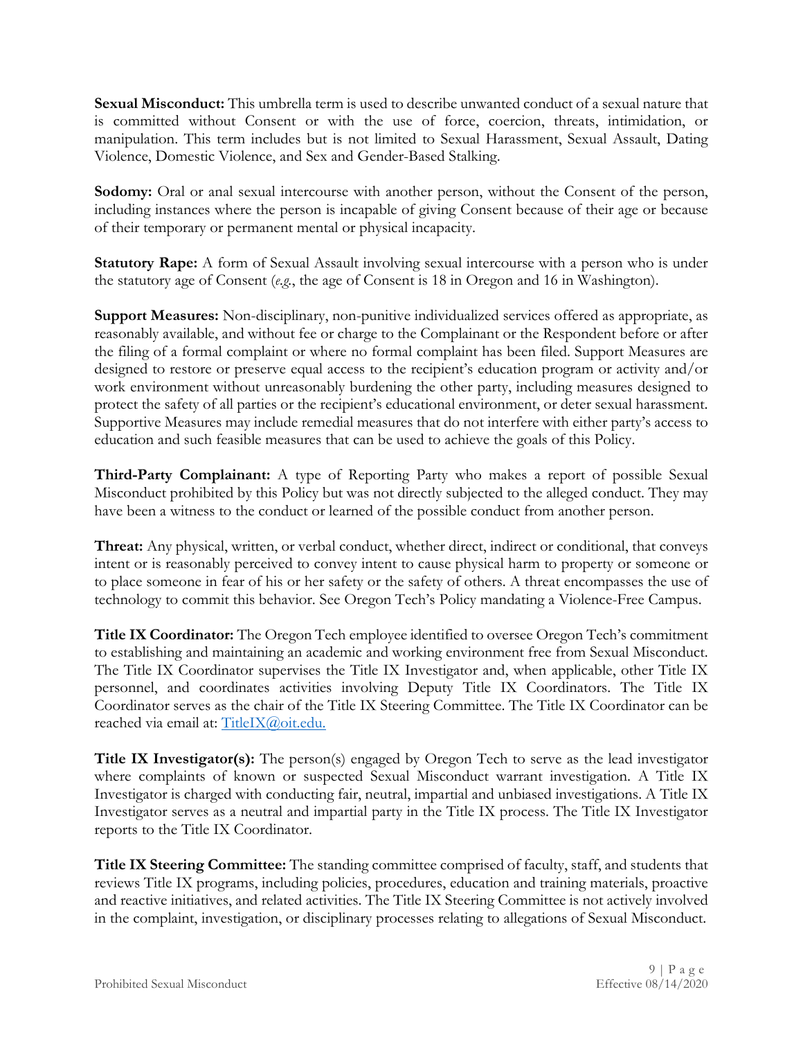**Sexual Misconduct:** This umbrella term is used to describe unwanted conduct of a sexual nature that is committed without Consent or with the use of force, coercion, threats, intimidation, or manipulation. This term includes but is not limited to Sexual Harassment, Sexual Assault, Dating Violence, Domestic Violence, and Sex and Gender-Based Stalking.

**Sodomy:** Oral or anal sexual intercourse with another person, without the Consent of the person, including instances where the person is incapable of giving Consent because of their age or because of their temporary or permanent mental or physical incapacity.

**Statutory Rape:** A form of Sexual Assault involving sexual intercourse with a person who is under the statutory age of Consent (*e.g.*, the age of Consent is 18 in Oregon and 16 in Washington).

**Support Measures:** Non-disciplinary, non-punitive individualized services offered as appropriate, as reasonably available, and without fee or charge to the Complainant or the Respondent before or after the filing of a formal complaint or where no formal complaint has been filed. Support Measures are designed to restore or preserve equal access to the recipient's education program or activity and/or work environment without unreasonably burdening the other party, including measures designed to protect the safety of all parties or the recipient's educational environment, or deter sexual harassment. Supportive Measures may include remedial measures that do not interfere with either party's access to education and such feasible measures that can be used to achieve the goals of this Policy.

**Third-Party Complainant:** A type of Reporting Party who makes a report of possible Sexual Misconduct prohibited by this Policy but was not directly subjected to the alleged conduct. They may have been a witness to the conduct or learned of the possible conduct from another person.

**Threat:** Any physical, written, or verbal conduct, whether direct, indirect or conditional, that conveys intent or is reasonably perceived to convey intent to cause physical harm to property or someone or to place someone in fear of his or her safety or the safety of others. A threat encompasses the use of technology to commit this behavior. See Oregon Tech's Policy mandating a Violence-Free Campus.

**Title IX Coordinator:** The Oregon Tech employee identified to oversee Oregon Tech's commitment to establishing and maintaining an academic and working environment free from Sexual Misconduct. The Title IX Coordinator supervises the Title IX Investigator and, when applicable, other Title IX personnel, and coordinates activities involving Deputy Title IX Coordinators. The Title IX Coordinator serves as the chair of the Title IX Steering Committee. The Title IX Coordinator can be reached via email at: [TitleIX@oit.edu.](mailto:TitleIX@oit.edu)

**Title IX Investigator(s):** The person(s) engaged by Oregon Tech to serve as the lead investigator where complaints of known or suspected Sexual Misconduct warrant investigation. A Title IX Investigator is charged with conducting fair, neutral, impartial and unbiased investigations. A Title IX Investigator serves as a neutral and impartial party in the Title IX process. The Title IX Investigator reports to the Title IX Coordinator.

**Title IX Steering Committee:** The standing committee comprised of faculty, staff, and students that reviews Title IX programs, including policies, procedures, education and training materials, proactive and reactive initiatives, and related activities. The Title IX Steering Committee is not actively involved in the complaint, investigation, or disciplinary processes relating to allegations of Sexual Misconduct.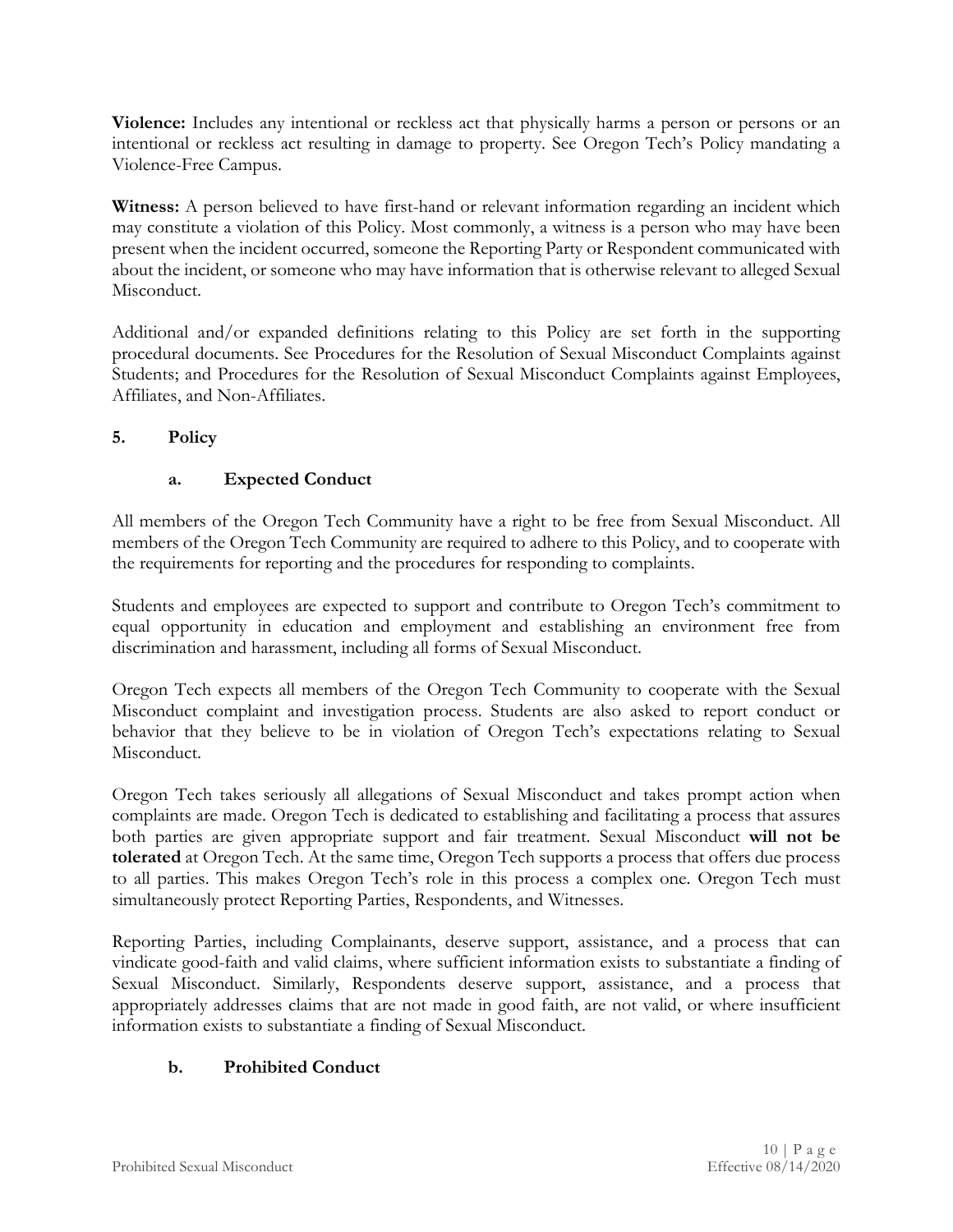**Violence:** Includes any intentional or reckless act that physically harms a person or persons or an intentional or reckless act resulting in damage to property. See Oregon Tech's Policy mandating a Violence-Free Campus.

**Witness:** A person believed to have first-hand or relevant information regarding an incident which may constitute a violation of this Policy. Most commonly, a witness is a person who may have been present when the incident occurred, someone the Reporting Party or Respondent communicated with about the incident, or someone who may have information that is otherwise relevant to alleged Sexual Misconduct.

Additional and/or expanded definitions relating to this Policy are set forth in the supporting procedural documents. See Procedures for the Resolution of Sexual Misconduct Complaints against Students; and Procedures for the Resolution of Sexual Misconduct Complaints against Employees, Affiliates, and Non-Affiliates.

## 5. Policy

### a. Expected Conduct

All members of the Oregon Tech Community have a right to be free from Sexual Misconduct. All members of the Oregon Tech Community are required to adhere to this Policy, and to cooperate with the requirements for reporting and the procedures for responding to complaints.

Students and employees are expected to support and contribute to Oregon Tech's commitment to equal opportunity in education and employment and establishing an environment free from discrimination and harassment, including all forms of Sexual Misconduct.

Oregon Tech expects all members of the Oregon Tech Community to cooperate with the Sexual Misconduct complaint and investigation process. Students are also asked to report conduct or behavior that they believe to be in violation of Oregon Tech's expectations relating to Sexual Misconduct.

Oregon Tech takes seriously all allegations of Sexual Misconduct and takes prompt action when complaints are made. Oregon Tech is dedicated to establishing and facilitating a process that assures both parties are given appropriate support and fair treatment. Sexual Misconduct **will not be tolerated** at Oregon Tech. At the same time, Oregon Tech supports a process that offers due process to all parties. This makes Oregon Tech's role in this process a complex one. Oregon Tech must simultaneously protect Reporting Parties, Respondents, and Witnesses.

Reporting Parties, including Complainants, deserve support, assistance, and a process that can vindicate good-faith and valid claims, where sufficient information exists to substantiate a finding of Sexual Misconduct. Similarly, Respondents deserve support, assistance, and a process that appropriately addresses claims that are not made in good faith, are not valid, or where insufficient information exists to substantiate a finding of Sexual Misconduct.

### b. Prohibited Conduct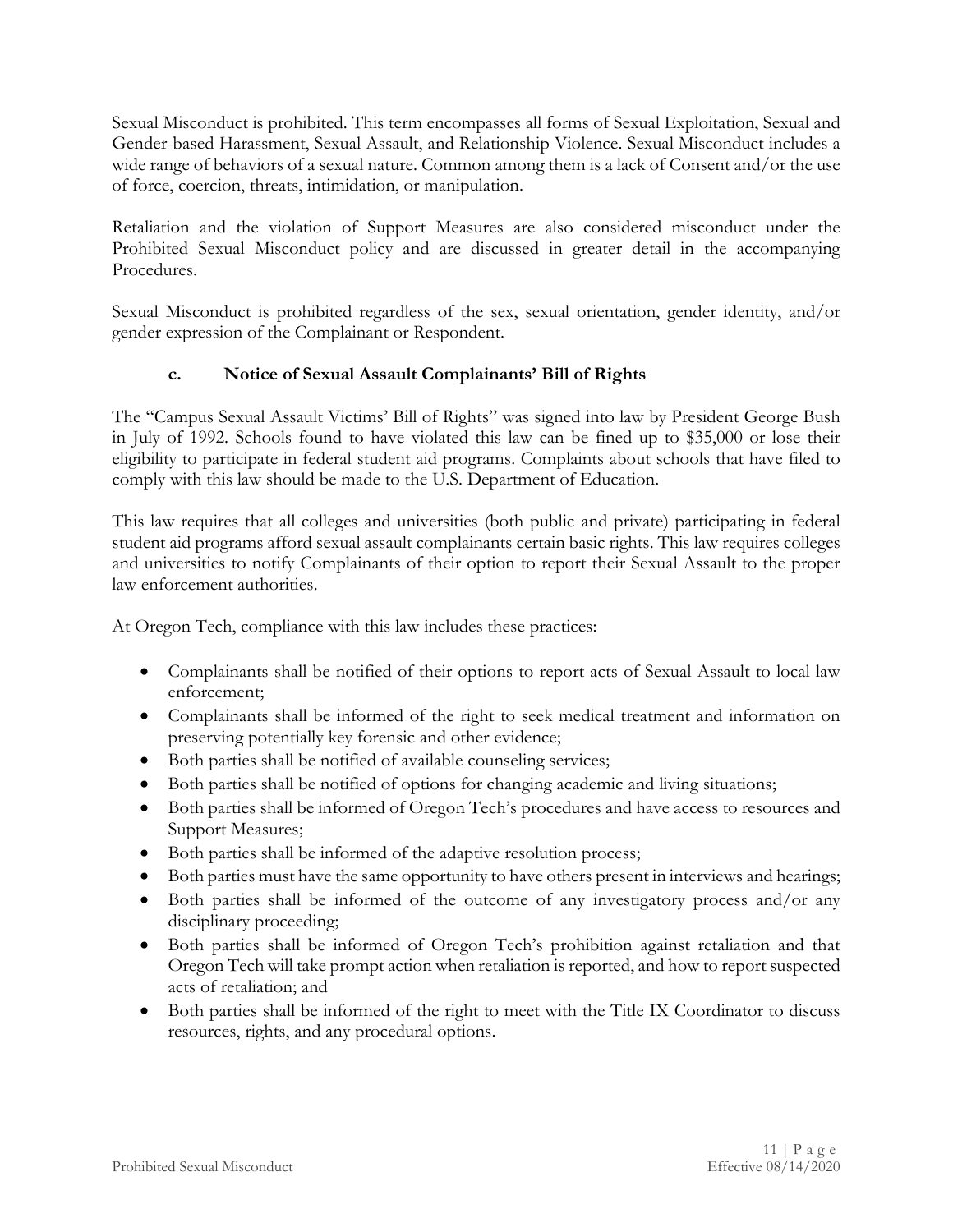Sexual Misconduct is prohibited. This term encompasses all forms of Sexual Exploitation, Sexual and Gender-based Harassment, Sexual Assault, and Relationship Violence. Sexual Misconduct includes a wide range of behaviors of a sexual nature. Common among them is a lack of Consent and/or the use of force, coercion, threats, intimidation, or manipulation.

Retaliation and the violation of Support Measures are also considered misconduct under the Prohibited Sexual Misconduct policy and are discussed in greater detail in the accompanying Procedures.

Sexual Misconduct is prohibited regardless of the sex, sexual orientation, gender identity, and/or gender expression of the Complainant or Respondent.

### c. Notice of Sexual Assault Complainants' Bill of Rights

The "Campus Sexual Assault Victims' Bill of Rights" was signed into law by President George Bush in July of 1992. Schools found to have violated this law can be fined up to $35,000 or lose their eligibility to participate in federal student aid programs. Complaints about schools that have filed to comply with this law should be made to the U.S. Department of Education.

This law requires that all colleges and universities (both public and private) participating in federal student aid programs afford sexual assault complainants certain basic rights. This law requires colleges and universities to notify Complainants of their option to report their Sexual Assault to the proper law enforcement authorities.

At Oregon Tech, compliance with this law includes these practices:

- Complainants shall be notified of their options to report acts of Sexual Assault to local law enforcement;
- Complainants shall be informed of the right to seek medical treatment and information on preserving potentially key forensic and other evidence;
- Both parties shall be notified of available counseling services;
- Both parties shall be notified of options for changing academic and living situations;
- Both parties shall be informed of Oregon Tech's procedures and have access to resources and Support Measures;
- Both parties shall be informed of the adaptive resolution process;
- Both parties must have the same opportunity to have others present in interviews and hearings;
- Both parties shall be informed of the outcome of any investigatory process and/or any disciplinary proceeding;
- Both parties shall be informed of Oregon Tech's prohibition against retaliation and that Oregon Tech will take prompt action when retaliation is reported, and how to report suspected acts of retaliation; and
- Both parties shall be informed of the right to meet with the Title IX Coordinator to discuss resources, rights, and any procedural options.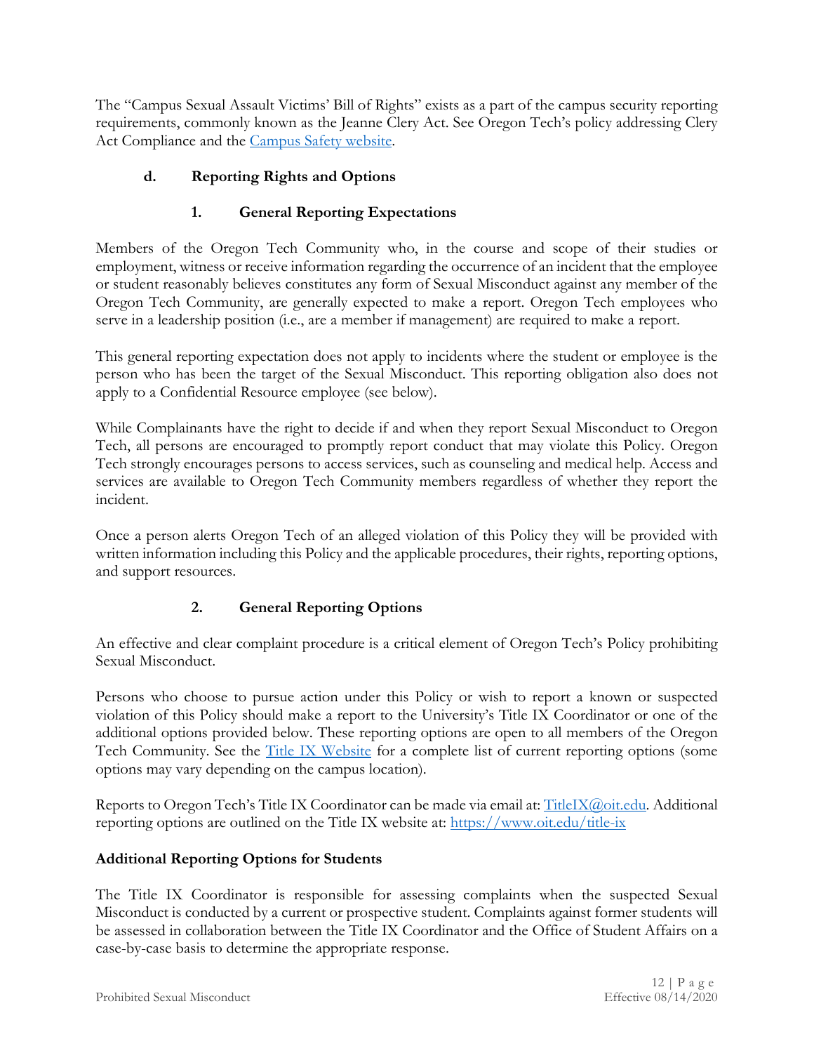The "Campus Sexual Assault Victims' Bill of Rights" exists as a part of the campus security reporting requirements, commonly known as the Jeanne Clery Act. See Oregon Tech's policy addressing Clery Act Compliance and the [Campus Safety website](#).

### d. Reporting Rights and Options

#### 1. General Reporting Expectations

Members of the Oregon Tech Community who, in the course and scope of their studies or employment, witness or receive information regarding the occurrence of an incident that the employee or student reasonably believes constitutes any form of Sexual Misconduct against any member of the Oregon Tech Community, are generally expected to make a report. Oregon Tech employees who serve in a leadership position (i.e., are a member if management) are required to make a report.

This general reporting expectation does not apply to incidents where the student or employee is the person who has been the target of the Sexual Misconduct. This reporting obligation also does not apply to a Confidential Resource employee (see below).

While Complainants have the right to decide if and when they report Sexual Misconduct to Oregon Tech, all persons are encouraged to promptly report conduct that may violate this Policy. Oregon Tech strongly encourages persons to access services, such as counseling and medical help. Access and services are available to Oregon Tech Community members regardless of whether they report the incident.

Once a person alerts Oregon Tech of an alleged violation of this Policy they will be provided with written information including this Policy and the applicable procedures, their rights, reporting options, and support resources.

#### 2. General Reporting Options

An effective and clear complaint procedure is a critical element of Oregon Tech's Policy prohibiting Sexual Misconduct.

Persons who choose to pursue action under this Policy or wish to report a known or suspected violation of this Policy should make a report to the University's Title IX Coordinator or one of the additional options provided below. These reporting options are open to all members of the Oregon Tech Community. See the [Title IX Website](#) for a complete list of current reporting options (some options may vary depending on the campus location).

Reports to Oregon Tech's Title IX Coordinator can be made via email at: [TitleIX@oit.edu](mailto:TitleIX@oit.edu). Additional reporting options are outlined on the Title IX website at: [https://www.oit.edu/title-ix](https://www.oit.edu/title-ix)

**Additional Reporting Options for Students**

The Title IX Coordinator is responsible for assessing complaints when the suspected Sexual Misconduct is conducted by a current or prospective student. Complaints against former students will be assessed in collaboration between the Title IX Coordinator and the Office of Student Affairs on a case-by-case basis to determine the appropriate response.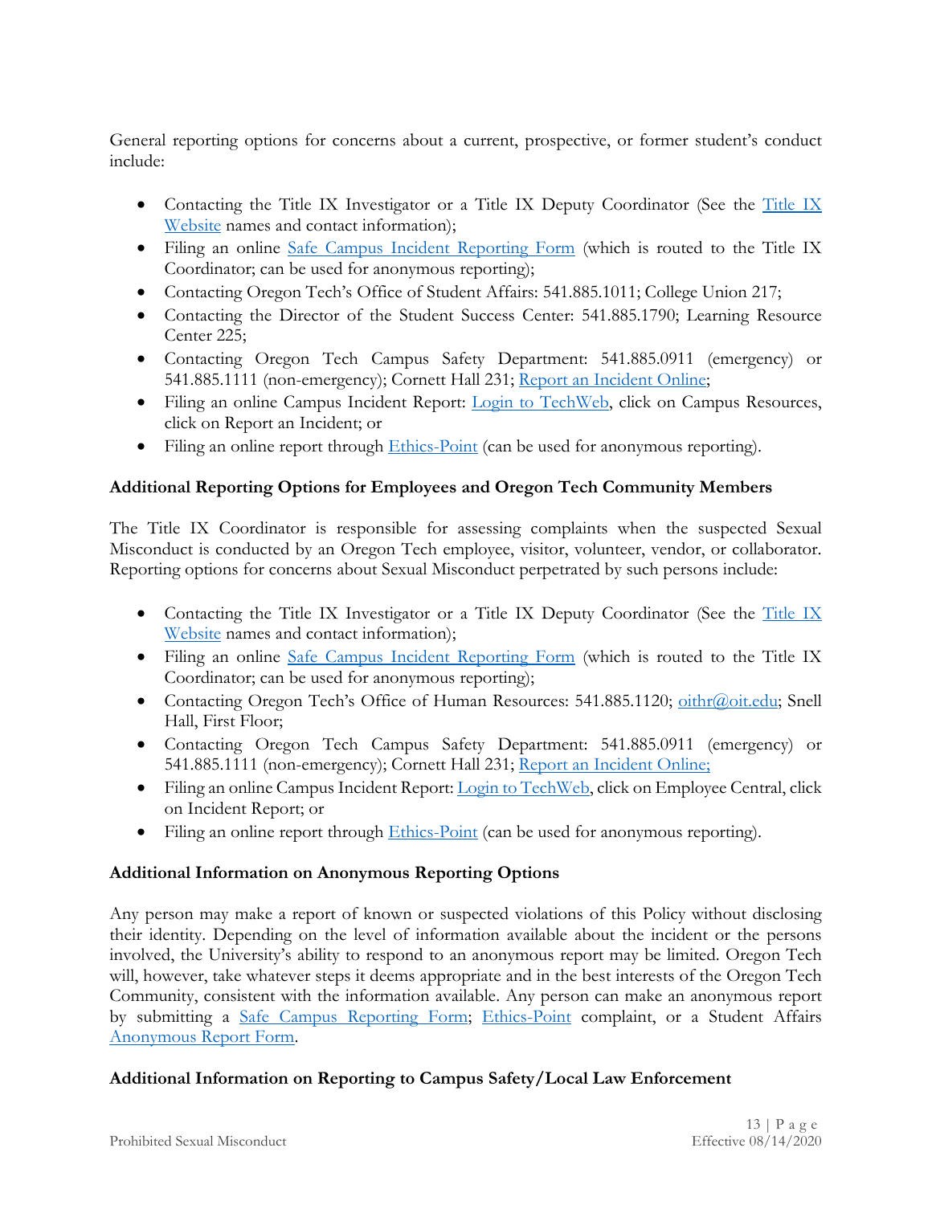General reporting options for concerns about a current, prospective, or former student's conduct include:

- Contacting the Title IX Investigator or a Title IX Deputy Coordinator (See the Title IX Website names and contact information);
- Filing an online Safe Campus Incident Reporting Form (which is routed to the Title IX Coordinator; can be used for anonymous reporting);
- Contacting Oregon Tech's Office of Student Affairs: 541.885.1011; College Union 217;
- Contacting the Director of the Student Success Center: 541.885.1790; Learning Resource Center 225;
- Contacting Oregon Tech Campus Safety Department: 541.885.0911 (emergency) or 541.885.1111 (non-emergency); Cornett Hall 231; Report an Incident Online;
- Filing an online Campus Incident Report: Login to TechWeb, click on Campus Resources, click on Report an Incident; or
- Filing an online report through Ethics-Point (can be used for anonymous reporting).

**Additional Reporting Options for Employees and Oregon Tech Community Members**

The Title IX Coordinator is responsible for assessing complaints when the suspected Sexual Misconduct is conducted by an Oregon Tech employee, visitor, volunteer, vendor, or collaborator. Reporting options for concerns about Sexual Misconduct perpetrated by such persons include:

- Contacting the Title IX Investigator or a Title IX Deputy Coordinator (See the Title IX Website names and contact information);
- Filing an online Safe Campus Incident Reporting Form (which is routed to the Title IX Coordinator; can be used for anonymous reporting);
- Contacting Oregon Tech's Office of Human Resources: 541.885.1120; oithr@oit.edu; Snell Hall, First Floor;
- Contacting Oregon Tech Campus Safety Department: 541.885.0911 (emergency) or 541.885.1111 (non-emergency); Cornett Hall 231; Report an Incident Online;
- Filing an online Campus Incident Report: Login to TechWeb, click on Employee Central, click on Incident Report; or
- Filing an online report through Ethics-Point (can be used for anonymous reporting).

**Additional Information on Anonymous Reporting Options**

Any person may make a report of known or suspected violations of this Policy without disclosing their identity. Depending on the level of information available about the incident or the persons involved, the University's ability to respond to an anonymous report may be limited. Oregon Tech will, however, take whatever steps it deems appropriate and in the best interests of the Oregon Tech Community, consistent with the information available. Any person can make an anonymous report by submitting a Safe Campus Reporting Form; Ethics-Point complaint, or a Student Affairs Anonymous Report Form.

**Additional Information on Reporting to Campus Safety/Local Law Enforcement**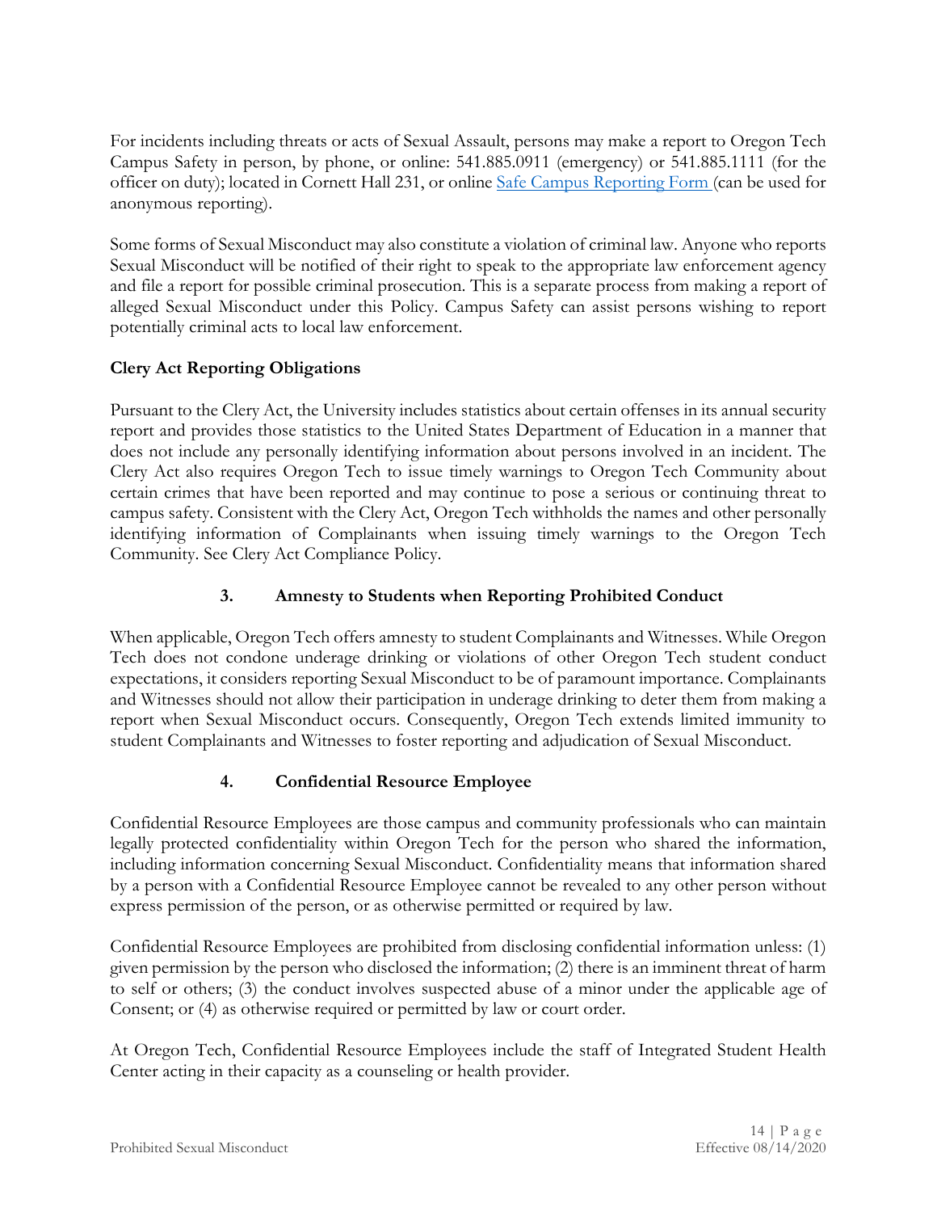For incidents including threats or acts of Sexual Assault, persons may make a report to Oregon Tech Campus Safety in person, by phone, or online: 541.885.0911 (emergency) or 541.885.1111 (for the officer on duty); located in Cornett Hall 231, or online [Safe Campus Reporting Form](#) (can be used for anonymous reporting).

Some forms of Sexual Misconduct may also constitute a violation of criminal law. Anyone who reports Sexual Misconduct will be notified of their right to speak to the appropriate law enforcement agency and file a report for possible criminal prosecution. This is a separate process from making a report of alleged Sexual Misconduct under this Policy. Campus Safety can assist persons wishing to report potentially criminal acts to local law enforcement.

**Clery Act Reporting Obligations**

Pursuant to the Clery Act, the University includes statistics about certain offenses in its annual security report and provides those statistics to the United States Department of Education in a manner that does not include any personally identifying information about persons involved in an incident. The Clery Act also requires Oregon Tech to issue timely warnings to Oregon Tech Community about certain crimes that have been reported and may continue to pose a serious or continuing threat to campus safety. Consistent with the Clery Act, Oregon Tech withholds the names and other personally identifying information of Complainants when issuing timely warnings to the Oregon Tech Community. See Clery Act Compliance Policy.

### 3. Amnesty to Students when Reporting Prohibited Conduct

When applicable, Oregon Tech offers amnesty to student Complainants and Witnesses. While Oregon Tech does not condone underage drinking or violations of other Oregon Tech student conduct expectations, it considers reporting Sexual Misconduct to be of paramount importance. Complainants and Witnesses should not allow their participation in underage drinking to deter them from making a report when Sexual Misconduct occurs. Consequently, Oregon Tech extends limited immunity to student Complainants and Witnesses to foster reporting and adjudication of Sexual Misconduct.

### 4. Confidential Resource Employee

Confidential Resource Employees are those campus and community professionals who can maintain legally protected confidentiality within Oregon Tech for the person who shared the information, including information concerning Sexual Misconduct. Confidentiality means that information shared by a person with a Confidential Resource Employee cannot be revealed to any other person without express permission of the person, or as otherwise permitted or required by law.

Confidential Resource Employees are prohibited from disclosing confidential information unless: (1) given permission by the person who disclosed the information; (2) there is an imminent threat of harm to self or others; (3) the conduct involves suspected abuse of a minor under the applicable age of Consent; or (4) as otherwise required or permitted by law or court order.

At Oregon Tech, Confidential Resource Employees include the staff of Integrated Student Health Center acting in their capacity as a counseling or health provider.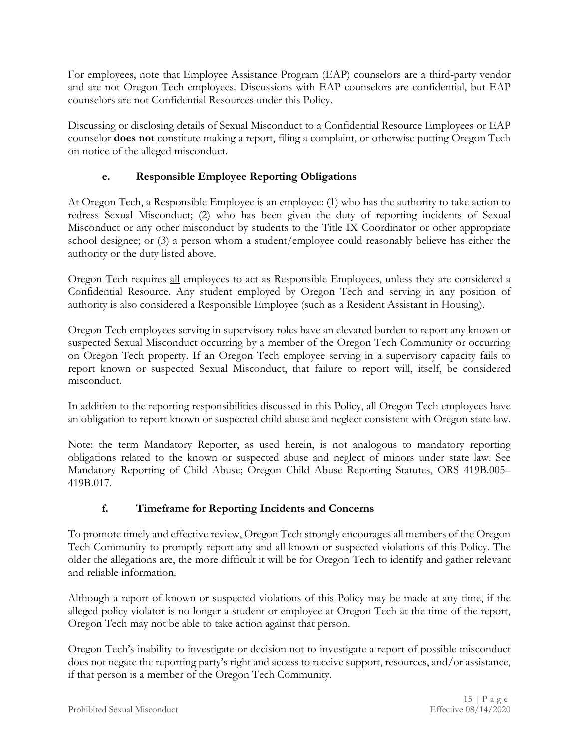For employees, note that Employee Assistance Program (EAP) counselors are a third-party vendor and are not Oregon Tech employees. Discussions with EAP counselors are confidential, but EAP counselors are not Confidential Resources under this Policy.

Discussing or disclosing details of Sexual Misconduct to a Confidential Resource Employees or EAP counselor **does not** constitute making a report, filing a complaint, or otherwise putting Oregon Tech on notice of the alleged misconduct.

### e. Responsible Employee Reporting Obligations

At Oregon Tech, a Responsible Employee is an employee: (1) who has the authority to take action to redress Sexual Misconduct; (2) who has been given the duty of reporting incidents of Sexual Misconduct or any other misconduct by students to the Title IX Coordinator or other appropriate school designee; or (3) a person whom a student/employee could reasonably believe has either the authority or the duty listed above.

Oregon Tech requires <u>all</u> employees to act as Responsible Employees, unless they are considered a Confidential Resource. Any student employed by Oregon Tech and serving in any position of authority is also considered a Responsible Employee (such as a Resident Assistant in Housing).

Oregon Tech employees serving in supervisory roles have an elevated burden to report any known or suspected Sexual Misconduct occurring by a member of the Oregon Tech Community or occurring on Oregon Tech property. If an Oregon Tech employee serving in a supervisory capacity fails to report known or suspected Sexual Misconduct, that failure to report will, itself, be considered misconduct.

In addition to the reporting responsibilities discussed in this Policy, all Oregon Tech employees have an obligation to report known or suspected child abuse and neglect consistent with Oregon state law.

Note: the term Mandatory Reporter, as used herein, is not analogous to mandatory reporting obligations related to the known or suspected abuse and neglect of minors under state law. See Mandatory Reporting of Child Abuse; Oregon Child Abuse Reporting Statutes, ORS 419B.005–419B.017.

### f. Timeframe for Reporting Incidents and Concerns

To promote timely and effective review, Oregon Tech strongly encourages all members of the Oregon Tech Community to promptly report any and all known or suspected violations of this Policy. The older the allegations are, the more difficult it will be for Oregon Tech to identify and gather relevant and reliable information.

Although a report of known or suspected violations of this Policy may be made at any time, if the alleged policy violator is no longer a student or employee at Oregon Tech at the time of the report, Oregon Tech may not be able to take action against that person.

Oregon Tech's inability to investigate or decision not to investigate a report of possible misconduct does not negate the reporting party's right and access to receive support, resources, and/or assistance, if that person is a member of the Oregon Tech Community.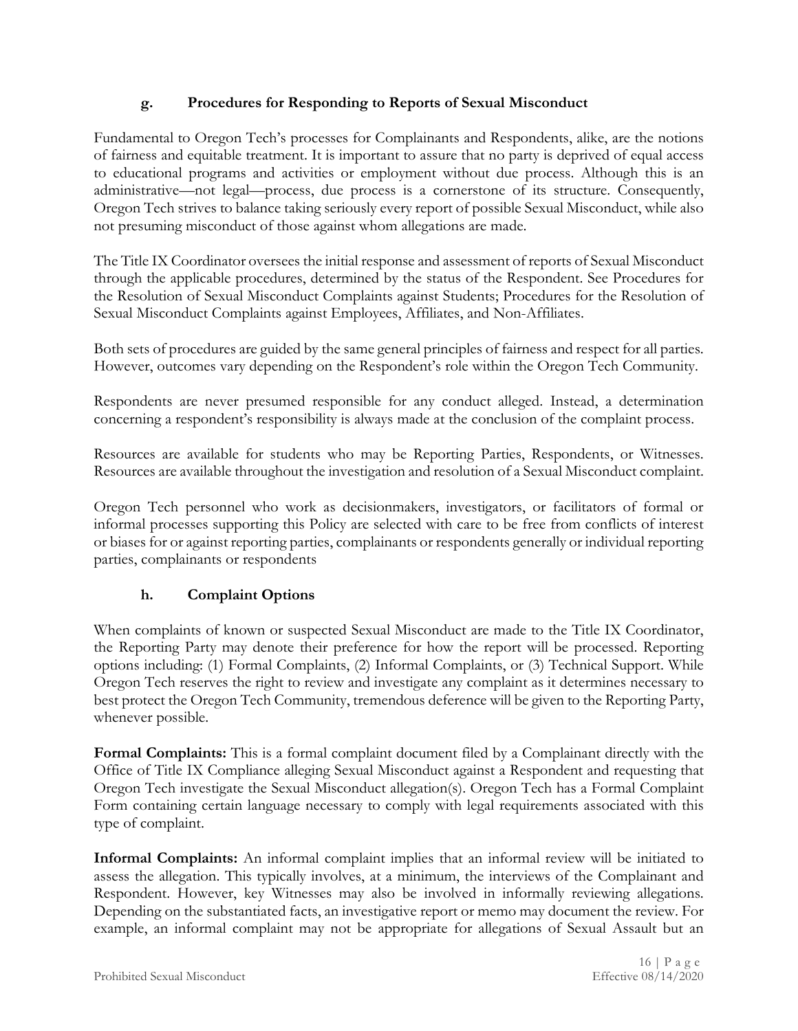### g. Procedures for Responding to Reports of Sexual Misconduct

Fundamental to Oregon Tech's processes for Complainants and Respondents, alike, are the notions of fairness and equitable treatment. It is important to assure that no party is deprived of equal access to educational programs and activities or employment without due process. Although this is an administrative—not legal—process, due process is a cornerstone of its structure. Consequently, Oregon Tech strives to balance taking seriously every report of possible Sexual Misconduct, while also not presuming misconduct of those against whom allegations are made.

The Title IX Coordinator oversees the initial response and assessment of reports of Sexual Misconduct through the applicable procedures, determined by the status of the Respondent. See Procedures for the Resolution of Sexual Misconduct Complaints against Students; Procedures for the Resolution of Sexual Misconduct Complaints against Employees, Affiliates, and Non-Affiliates.

Both sets of procedures are guided by the same general principles of fairness and respect for all parties. However, outcomes vary depending on the Respondent's role within the Oregon Tech Community.

Respondents are never presumed responsible for any conduct alleged. Instead, a determination concerning a respondent's responsibility is always made at the conclusion of the complaint process.

Resources are available for students who may be Reporting Parties, Respondents, or Witnesses. Resources are available throughout the investigation and resolution of a Sexual Misconduct complaint.

Oregon Tech personnel who work as decisionmakers, investigators, or facilitators of formal or informal processes supporting this Policy are selected with care to be free from conflicts of interest or biases for or against reporting parties, complainants or respondents generally or individual reporting parties, complainants or respondents

### h. Complaint Options

When complaints of known or suspected Sexual Misconduct are made to the Title IX Coordinator, the Reporting Party may denote their preference for how the report will be processed. Reporting options including: (1) Formal Complaints, (2) Informal Complaints, or (3) Technical Support. While Oregon Tech reserves the right to review and investigate any complaint as it determines necessary to best protect the Oregon Tech Community, tremendous deference will be given to the Reporting Party, whenever possible.

**Formal Complaints:** This is a formal complaint document filed by a Complainant directly with the Office of Title IX Compliance alleging Sexual Misconduct against a Respondent and requesting that Oregon Tech investigate the Sexual Misconduct allegation(s). Oregon Tech has a Formal Complaint Form containing certain language necessary to comply with legal requirements associated with this type of complaint.

**Informal Complaints:** An informal complaint implies that an informal review will be initiated to assess the allegation. This typically involves, at a minimum, the interviews of the Complainant and Respondent. However, key Witnesses may also be involved in informally reviewing allegations. Depending on the substantiated facts, an investigative report or memo may document the review. For example, an informal complaint may not be appropriate for allegations of Sexual Assault but an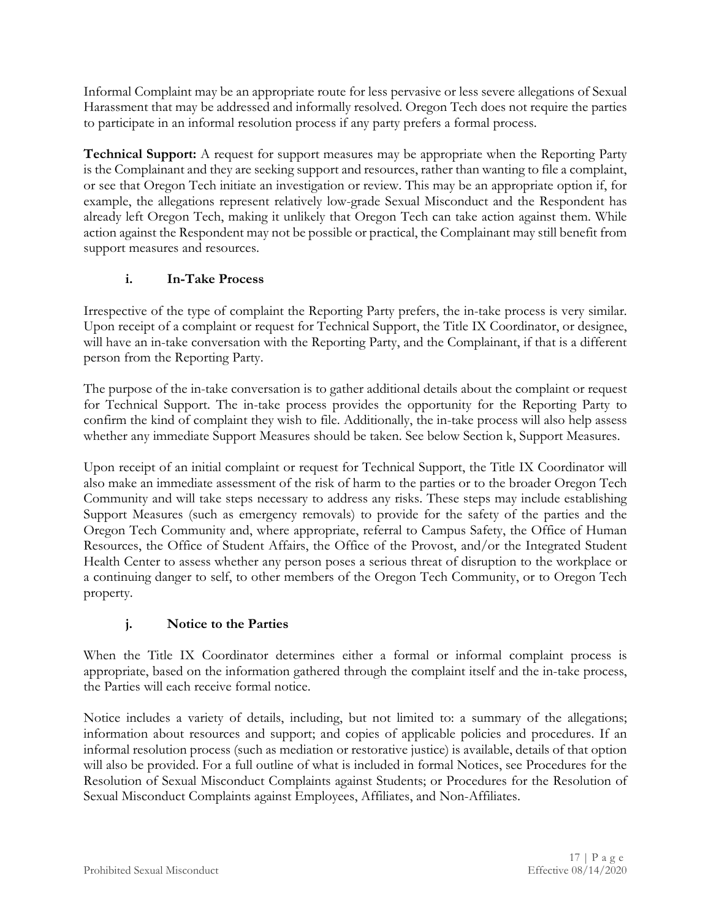Informal Complaint may be an appropriate route for less pervasive or less severe allegations of Sexual Harassment that may be addressed and informally resolved. Oregon Tech does not require the parties to participate in an informal resolution process if any party prefers a formal process.

**Technical Support:** A request for support measures may be appropriate when the Reporting Party is the Complainant and they are seeking support and resources, rather than wanting to file a complaint, or see that Oregon Tech initiate an investigation or review. This may be an appropriate option if, for example, the allegations represent relatively low-grade Sexual Misconduct and the Respondent has already left Oregon Tech, making it unlikely that Oregon Tech can take action against them. While action against the Respondent may not be possible or practical, the Complainant may still benefit from support measures and resources.

### i. In-Take Process

Irrespective of the type of complaint the Reporting Party prefers, the in-take process is very similar. Upon receipt of a complaint or request for Technical Support, the Title IX Coordinator, or designee, will have an in-take conversation with the Reporting Party, and the Complainant, if that is a different person from the Reporting Party.

The purpose of the in-take conversation is to gather additional details about the complaint or request for Technical Support. The in-take process provides the opportunity for the Reporting Party to confirm the kind of complaint they wish to file. Additionally, the in-take process will also help assess whether any immediate Support Measures should be taken. See below Section k, Support Measures.

Upon receipt of an initial complaint or request for Technical Support, the Title IX Coordinator will also make an immediate assessment of the risk of harm to the parties or to the broader Oregon Tech Community and will take steps necessary to address any risks. These steps may include establishing Support Measures (such as emergency removals) to provide for the safety of the parties and the Oregon Tech Community and, where appropriate, referral to Campus Safety, the Office of Human Resources, the Office of Student Affairs, the Office of the Provost, and/or the Integrated Student Health Center to assess whether any person poses a serious threat of disruption to the workplace or a continuing danger to self, to other members of the Oregon Tech Community, or to Oregon Tech property.

### j. Notice to the Parties

When the Title IX Coordinator determines either a formal or informal complaint process is appropriate, based on the information gathered through the complaint itself and the in-take process, the Parties will each receive formal notice.

Notice includes a variety of details, including, but not limited to: a summary of the allegations; information about resources and support; and copies of applicable policies and procedures. If an informal resolution process (such as mediation or restorative justice) is available, details of that option will also be provided. For a full outline of what is included in formal Notices, see Procedures for the Resolution of Sexual Misconduct Complaints against Students; or Procedures for the Resolution of Sexual Misconduct Complaints against Employees, Affiliates, and Non-Affiliates.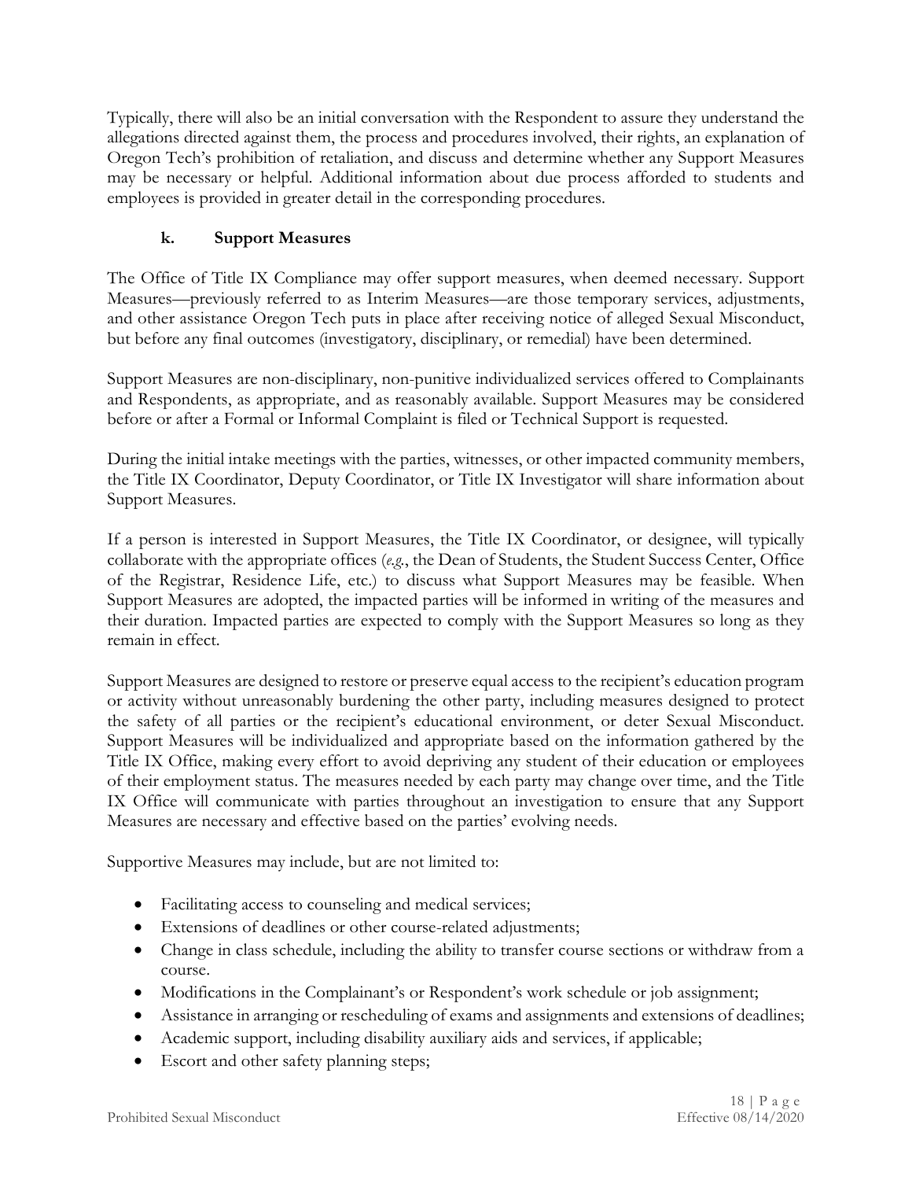Typically, there will also be an initial conversation with the Respondent to assure they understand the allegations directed against them, the process and procedures involved, their rights, an explanation of Oregon Tech's prohibition of retaliation, and discuss and determine whether any Support Measures may be necessary or helpful. Additional information about due process afforded to students and employees is provided in greater detail in the corresponding procedures.

### k. Support Measures

The Office of Title IX Compliance may offer support measures, when deemed necessary. Support Measures—previously referred to as Interim Measures—are those temporary services, adjustments, and other assistance Oregon Tech puts in place after receiving notice of alleged Sexual Misconduct, but before any final outcomes (investigatory, disciplinary, or remedial) have been determined.

Support Measures are non-disciplinary, non-punitive individualized services offered to Complainants and Respondents, as appropriate, and as reasonably available. Support Measures may be considered before or after a Formal or Informal Complaint is filed or Technical Support is requested.

During the initial intake meetings with the parties, witnesses, or other impacted community members, the Title IX Coordinator, Deputy Coordinator, or Title IX Investigator will share information about Support Measures.

If a person is interested in Support Measures, the Title IX Coordinator, or designee, will typically collaborate with the appropriate offices (*e.g.*, the Dean of Students, the Student Success Center, Office of the Registrar, Residence Life, etc.) to discuss what Support Measures may be feasible. When Support Measures are adopted, the impacted parties will be informed in writing of the measures and their duration. Impacted parties are expected to comply with the Support Measures so long as they remain in effect.

Support Measures are designed to restore or preserve equal access to the recipient's education program or activity without unreasonably burdening the other party, including measures designed to protect the safety of all parties or the recipient's educational environment, or deter Sexual Misconduct. Support Measures will be individualized and appropriate based on the information gathered by the Title IX Office, making every effort to avoid depriving any student of their education or employees of their employment status. The measures needed by each party may change over time, and the Title IX Office will communicate with parties throughout an investigation to ensure that any Support Measures are necessary and effective based on the parties' evolving needs.

Supportive Measures may include, but are not limited to:

- Facilitating access to counseling and medical services;
- Extensions of deadlines or other course-related adjustments;
- Change in class schedule, including the ability to transfer course sections or withdraw from a course.
- Modifications in the Complainant's or Respondent's work schedule or job assignment;
- Assistance in arranging or rescheduling of exams and assignments and extensions of deadlines;
- Academic support, including disability auxiliary aids and services, if applicable;
- Escort and other safety planning steps;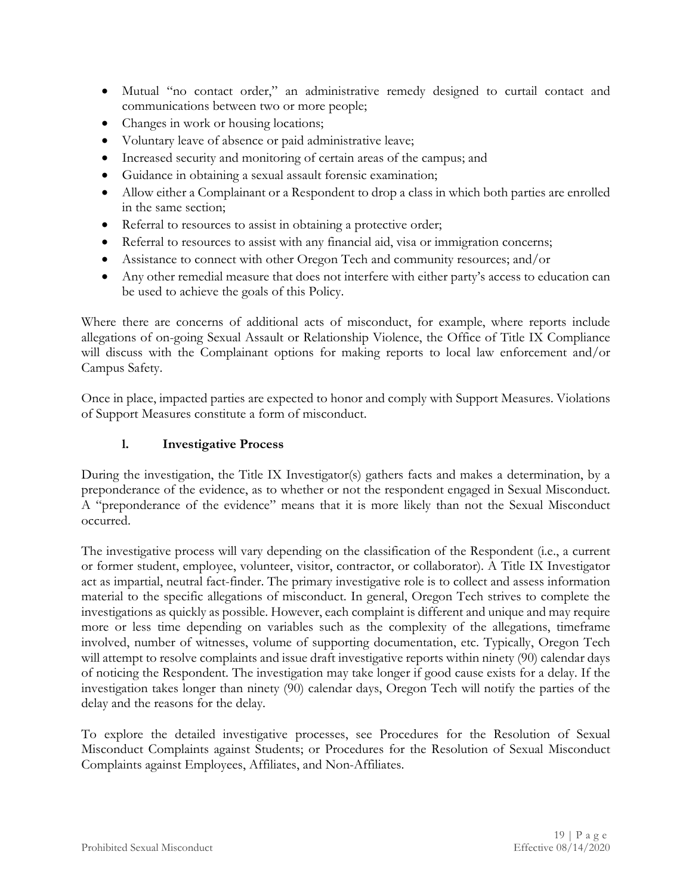- Mutual "no contact order," an administrative remedy designed to curtail contact and communications between two or more people;
- Changes in work or housing locations;
- Voluntary leave of absence or paid administrative leave;
- Increased security and monitoring of certain areas of the campus; and
- Guidance in obtaining a sexual assault forensic examination;
- Allow either a Complainant or a Respondent to drop a class in which both parties are enrolled in the same section;
- Referral to resources to assist in obtaining a protective order;
- Referral to resources to assist with any financial aid, visa or immigration concerns;
- Assistance to connect with other Oregon Tech and community resources; and/or
- Any other remedial measure that does not interfere with either party's access to education can be used to achieve the goals of this Policy.

Where there are concerns of additional acts of misconduct, for example, where reports include allegations of on-going Sexual Assault or Relationship Violence, the Office of Title IX Compliance will discuss with the Complainant options for making reports to local law enforcement and/or Campus Safety.

Once in place, impacted parties are expected to honor and comply with Support Measures. Violations of Support Measures constitute a form of misconduct.

### l. Investigative Process

During the investigation, the Title IX Investigator(s) gathers facts and makes a determination, by a preponderance of the evidence, as to whether or not the respondent engaged in Sexual Misconduct. A "preponderance of the evidence" means that it is more likely than not the Sexual Misconduct occurred.

The investigative process will vary depending on the classification of the Respondent (i.e., a current or former student, employee, volunteer, visitor, contractor, or collaborator). A Title IX Investigator act as impartial, neutral fact-finder. The primary investigative role is to collect and assess information material to the specific allegations of misconduct. In general, Oregon Tech strives to complete the investigations as quickly as possible. However, each complaint is different and unique and may require more or less time depending on variables such as the complexity of the allegations, timeframe involved, number of witnesses, volume of supporting documentation, etc. Typically, Oregon Tech will attempt to resolve complaints and issue draft investigative reports within ninety (90) calendar days of noticing the Respondent. The investigation may take longer if good cause exists for a delay. If the investigation takes longer than ninety (90) calendar days, Oregon Tech will notify the parties of the delay and the reasons for the delay.

To explore the detailed investigative processes, see Procedures for the Resolution of Sexual Misconduct Complaints against Students; or Procedures for the Resolution of Sexual Misconduct Complaints against Employees, Affiliates, and Non-Affiliates.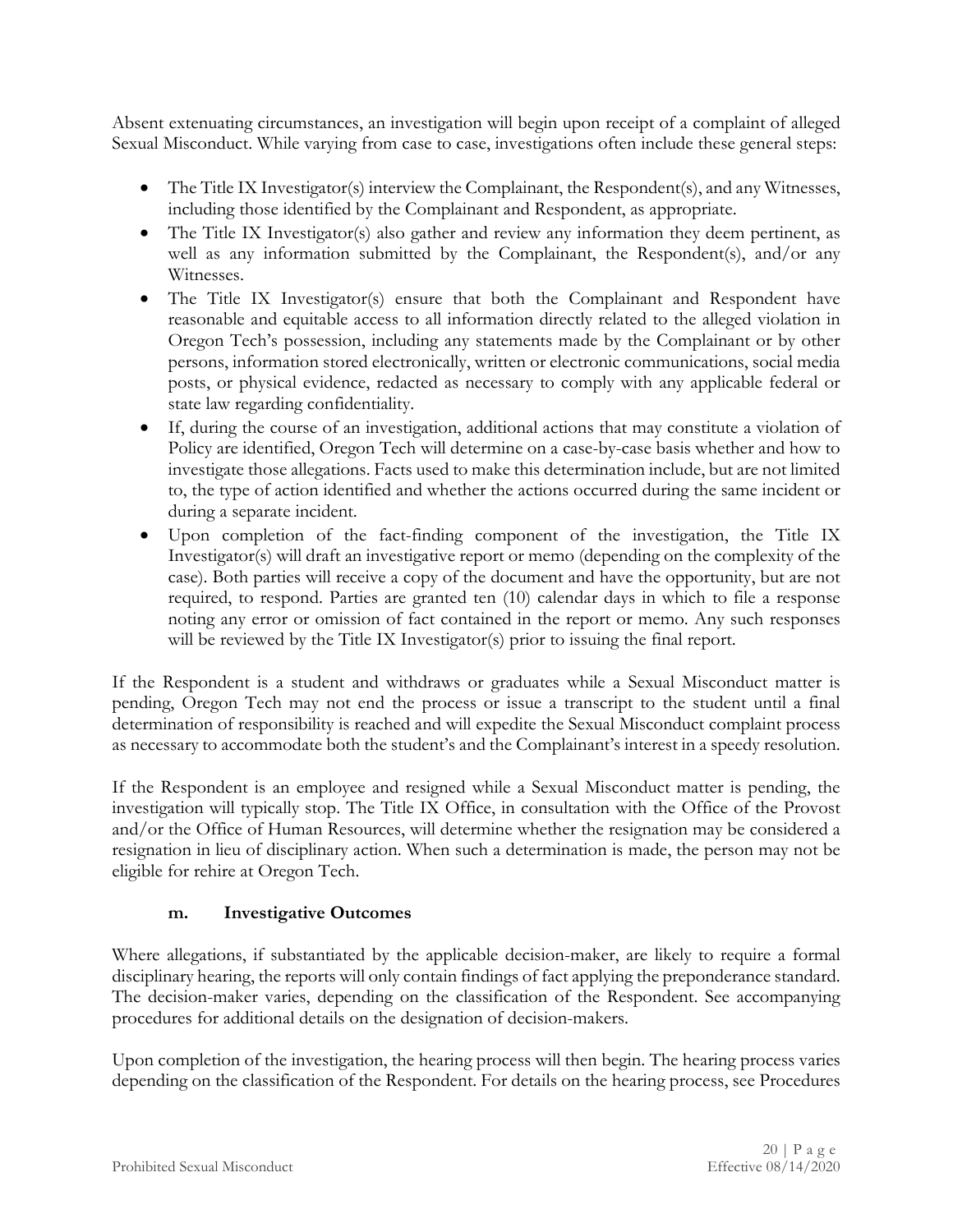Absent extenuating circumstances, an investigation will begin upon receipt of a complaint of alleged Sexual Misconduct. While varying from case to case, investigations often include these general steps:

- The Title IX Investigator(s) interview the Complainant, the Respondent(s), and any Witnesses, including those identified by the Complainant and Respondent, as appropriate.
- The Title IX Investigator(s) also gather and review any information they deem pertinent, as well as any information submitted by the Complainant, the Respondent(s), and/or any Witnesses.
- The Title IX Investigator(s) ensure that both the Complainant and Respondent have reasonable and equitable access to all information directly related to the alleged violation in Oregon Tech's possession, including any statements made by the Complainant or by other persons, information stored electronically, written or electronic communications, social media posts, or physical evidence, redacted as necessary to comply with any applicable federal or state law regarding confidentiality.
- If, during the course of an investigation, additional actions that may constitute a violation of Policy are identified, Oregon Tech will determine on a case-by-case basis whether and how to investigate those allegations. Facts used to make this determination include, but are not limited to, the type of action identified and whether the actions occurred during the same incident or during a separate incident.
- Upon completion of the fact-finding component of the investigation, the Title IX Investigator(s) will draft an investigative report or memo (depending on the complexity of the case). Both parties will receive a copy of the document and have the opportunity, but are not required, to respond. Parties are granted ten (10) calendar days in which to file a response noting any error or omission of fact contained in the report or memo. Any such responses will be reviewed by the Title IX Investigator(s) prior to issuing the final report.

If the Respondent is a student and withdraws or graduates while a Sexual Misconduct matter is pending, Oregon Tech may not end the process or issue a transcript to the student until a final determination of responsibility is reached and will expedite the Sexual Misconduct complaint process as necessary to accommodate both the student's and the Complainant's interest in a speedy resolution.

If the Respondent is an employee and resigned while a Sexual Misconduct matter is pending, the investigation will typically stop. The Title IX Office, in consultation with the Office of the Provost and/or the Office of Human Resources, will determine whether the resignation may be considered a resignation in lieu of disciplinary action. When such a determination is made, the person may not be eligible for rehire at Oregon Tech.

### m. Investigative Outcomes

Where allegations, if substantiated by the applicable decision-maker, are likely to require a formal disciplinary hearing, the reports will only contain findings of fact applying the preponderance standard. The decision-maker varies, depending on the classification of the Respondent. See accompanying procedures for additional details on the designation of decision-makers.

Upon completion of the investigation, the hearing process will then begin. The hearing process varies depending on the classification of the Respondent. For details on the hearing process, see Procedures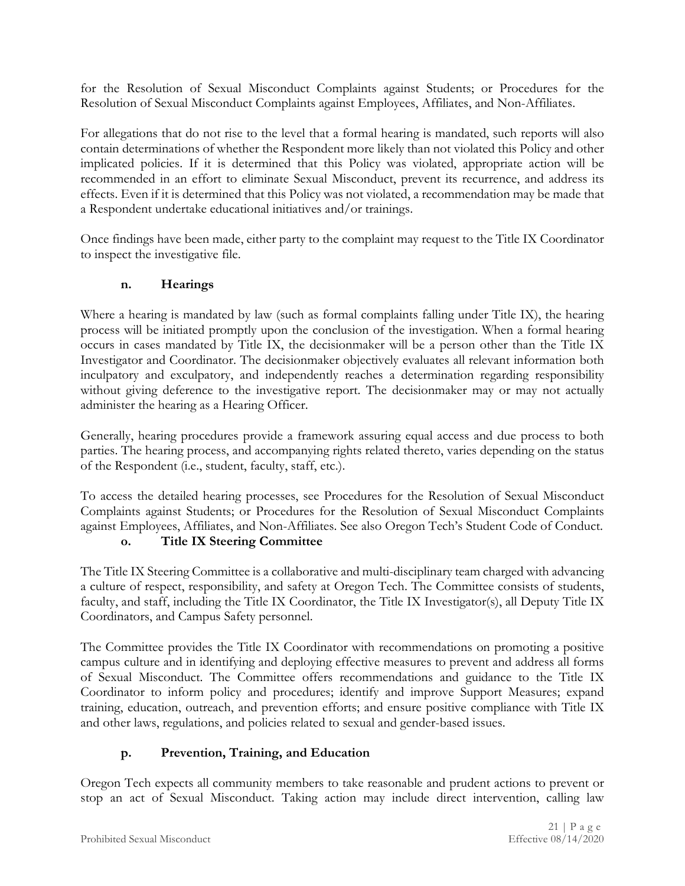for the Resolution of Sexual Misconduct Complaints against Students; or Procedures for the Resolution of Sexual Misconduct Complaints against Employees, Affiliates, and Non-Affiliates.

For allegations that do not rise to the level that a formal hearing is mandated, such reports will also contain determinations of whether the Respondent more likely than not violated this Policy and other implicated policies. If it is determined that this Policy was violated, appropriate action will be recommended in an effort to eliminate Sexual Misconduct, prevent its recurrence, and address its effects. Even if it is determined that this Policy was not violated, a recommendation may be made that a Respondent undertake educational initiatives and/or trainings.

Once findings have been made, either party to the complaint may request to the Title IX Coordinator to inspect the investigative file.

### n. Hearings

Where a hearing is mandated by law (such as formal complaints falling under Title IX), the hearing process will be initiated promptly upon the conclusion of the investigation. When a formal hearing occurs in cases mandated by Title IX, the decisionmaker will be a person other than the Title IX Investigator and Coordinator. The decisionmaker objectively evaluates all relevant information both inculpatory and exculpatory, and independently reaches a determination regarding responsibility without giving deference to the investigative report. The decisionmaker may or may not actually administer the hearing as a Hearing Officer.

Generally, hearing procedures provide a framework assuring equal access and due process to both parties. The hearing process, and accompanying rights related thereto, varies depending on the status of the Respondent (i.e., student, faculty, staff, etc.).

To access the detailed hearing processes, see Procedures for the Resolution of Sexual Misconduct Complaints against Students; or Procedures for the Resolution of Sexual Misconduct Complaints against Employees, Affiliates, and Non-Affiliates. See also Oregon Tech's Student Code of Conduct.

### o. Title IX Steering Committee

The Title IX Steering Committee is a collaborative and multi-disciplinary team charged with advancing a culture of respect, responsibility, and safety at Oregon Tech. The Committee consists of students, faculty, and staff, including the Title IX Coordinator, the Title IX Investigator(s), all Deputy Title IX Coordinators, and Campus Safety personnel.

The Committee provides the Title IX Coordinator with recommendations on promoting a positive campus culture and in identifying and deploying effective measures to prevent and address all forms of Sexual Misconduct. The Committee offers recommendations and guidance to the Title IX Coordinator to inform policy and procedures; identify and improve Support Measures; expand training, education, outreach, and prevention efforts; and ensure positive compliance with Title IX and other laws, regulations, and policies related to sexual and gender-based issues.

### p. Prevention, Training, and Education

Oregon Tech expects all community members to take reasonable and prudent actions to prevent or stop an act of Sexual Misconduct. Taking action may include direct intervention, calling law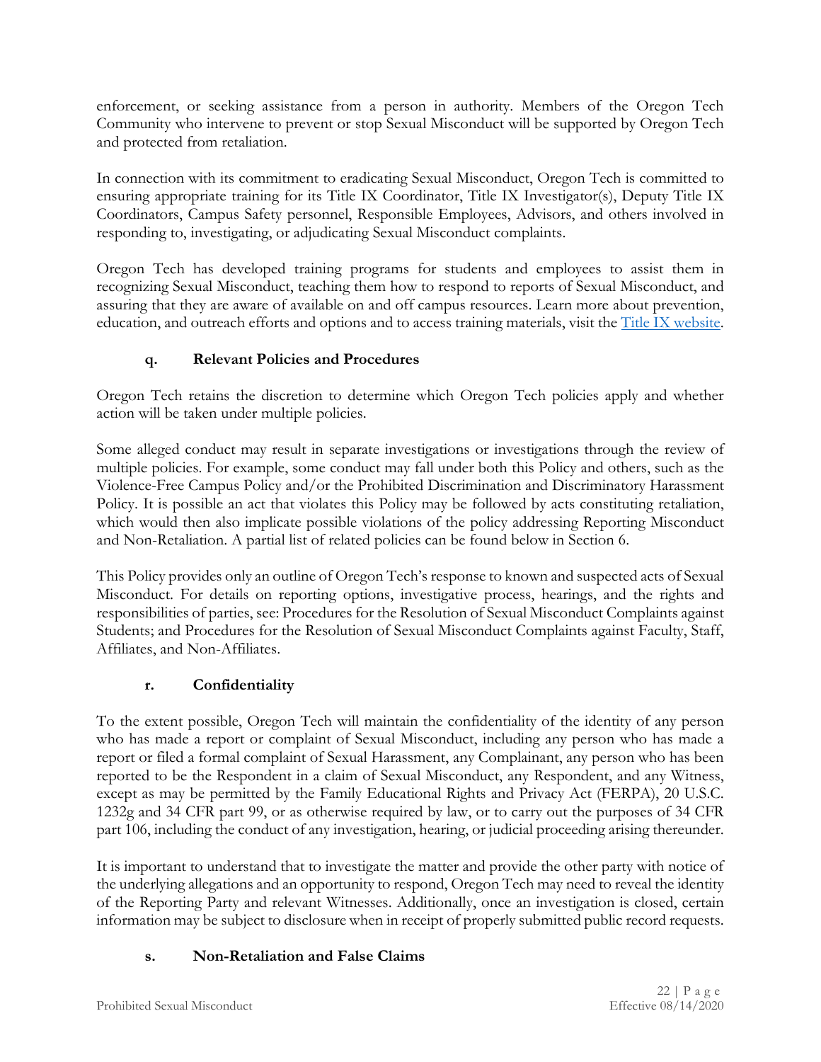enforcement, or seeking assistance from a person in authority. Members of the Oregon Tech Community who intervene to prevent or stop Sexual Misconduct will be supported by Oregon Tech and protected from retaliation.

In connection with its commitment to eradicating Sexual Misconduct, Oregon Tech is committed to ensuring appropriate training for its Title IX Coordinator, Title IX Investigator(s), Deputy Title IX Coordinators, Campus Safety personnel, Responsible Employees, Advisors, and others involved in responding to, investigating, or adjudicating Sexual Misconduct complaints.

Oregon Tech has developed training programs for students and employees to assist them in recognizing Sexual Misconduct, teaching them how to respond to reports of Sexual Misconduct, and assuring that they are aware of available on and off campus resources. Learn more about prevention, education, and outreach efforts and options and to access training materials, visit the [Title IX website](#).

### q. Relevant Policies and Procedures

Oregon Tech retains the discretion to determine which Oregon Tech policies apply and whether action will be taken under multiple policies.

Some alleged conduct may result in separate investigations or investigations through the review of multiple policies. For example, some conduct may fall under both this Policy and others, such as the Violence-Free Campus Policy and/or the Prohibited Discrimination and Discriminatory Harassment Policy. It is possible an act that violates this Policy may be followed by acts constituting retaliation, which would then also implicate possible violations of the policy addressing Reporting Misconduct and Non-Retaliation. A partial list of related policies can be found below in Section 6.

This Policy provides only an outline of Oregon Tech's response to known and suspected acts of Sexual Misconduct. For details on reporting options, investigative process, hearings, and the rights and responsibilities of parties, see: Procedures for the Resolution of Sexual Misconduct Complaints against Students; and Procedures for the Resolution of Sexual Misconduct Complaints against Faculty, Staff, Affiliates, and Non-Affiliates.

### r. Confidentiality

To the extent possible, Oregon Tech will maintain the confidentiality of the identity of any person who has made a report or complaint of Sexual Misconduct, including any person who has made a report or filed a formal complaint of Sexual Harassment, any Complainant, any person who has been reported to be the Respondent in a claim of Sexual Misconduct, any Respondent, and any Witness, except as may be permitted by the Family Educational Rights and Privacy Act (FERPA), 20 U.S.C. 1232g and 34 CFR part 99, or as otherwise required by law, or to carry out the purposes of 34 CFR part 106, including the conduct of any investigation, hearing, or judicial proceeding arising thereunder.

It is important to understand that to investigate the matter and provide the other party with notice of the underlying allegations and an opportunity to respond, Oregon Tech may need to reveal the identity of the Reporting Party and relevant Witnesses. Additionally, once an investigation is closed, certain information may be subject to disclosure when in receipt of properly submitted public record requests.

### s. Non-Retaliation and False Claims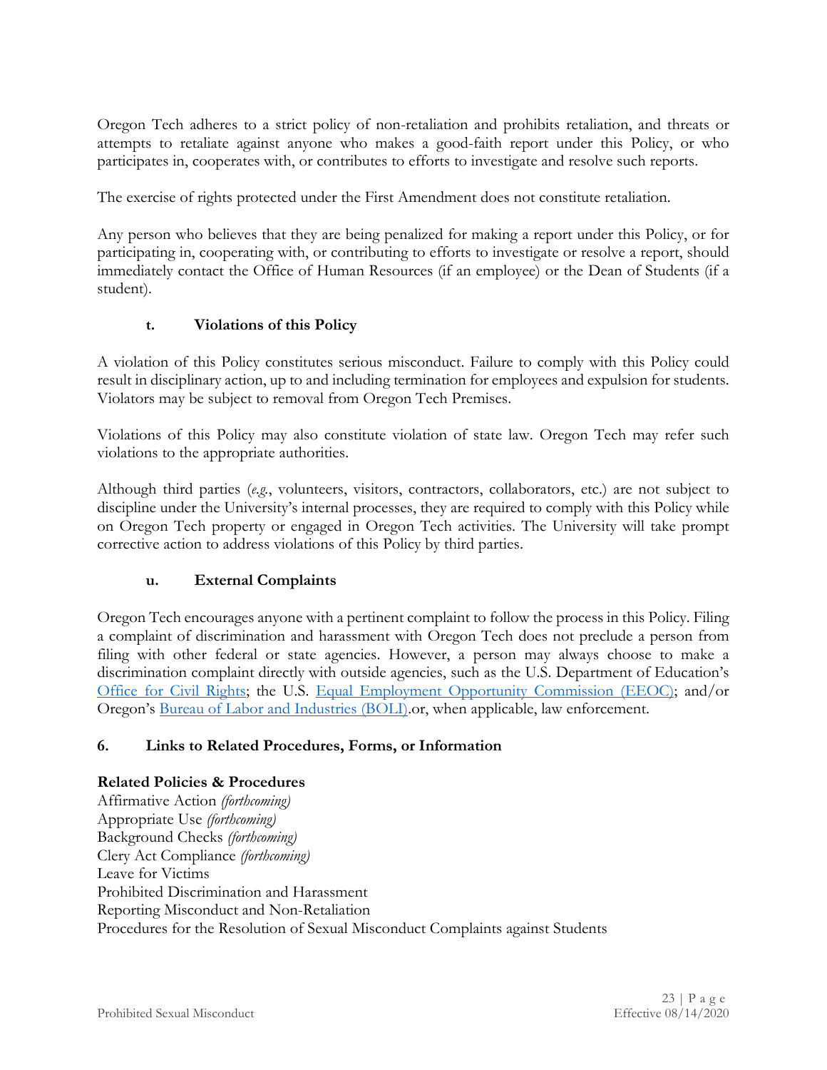Oregon Tech adheres to a strict policy of non-retaliation and prohibits retaliation, and threats or attempts to retaliate against anyone who makes a good-faith report under this Policy, or who participates in, cooperates with, or contributes to efforts to investigate and resolve such reports.

The exercise of rights protected under the First Amendment does not constitute retaliation.

Any person who believes that they are being penalized for making a report under this Policy, or for participating in, cooperating with, or contributing to efforts to investigate or resolve a report, should immediately contact the Office of Human Resources (if an employee) or the Dean of Students (if a student).

### t. Violations of this Policy

A violation of this Policy constitutes serious misconduct. Failure to comply with this Policy could result in disciplinary action, up to and including termination for employees and expulsion for students. Violators may be subject to removal from Oregon Tech Premises.

Violations of this Policy may also constitute violation of state law. Oregon Tech may refer such violations to the appropriate authorities.

Although third parties (*e.g.*, volunteers, visitors, contractors, collaborators, etc.) are not subject to discipline under the University's internal processes, they are required to comply with this Policy while on Oregon Tech property or engaged in Oregon Tech activities. The University will take prompt corrective action to address violations of this Policy by third parties.

### u. External Complaints

Oregon Tech encourages anyone with a pertinent complaint to follow the process in this Policy. Filing a complaint of discrimination and harassment with Oregon Tech does not preclude a person from filing with other federal or state agencies. However, a person may always choose to make a discrimination complaint directly with outside agencies, such as the U.S. Department of Education's Office for Civil Rights; the U.S. Equal Employment Opportunity Commission (EEOC); and/or Oregon's Bureau of Labor and Industries (BOLI).or, when applicable, law enforcement.

## 6. Links to Related Procedures, Forms, or Information

**Related Policies & Procedures**

Affirmative Action *(forthcoming)*
Appropriate Use *(forthcoming)*
Background Checks *(forthcoming)*
Clery Act Compliance *(forthcoming)*
Leave for Victims
Prohibited Discrimination and Harassment
Reporting Misconduct and Non-Retaliation
Procedures for the Resolution of Sexual Misconduct Complaints against Students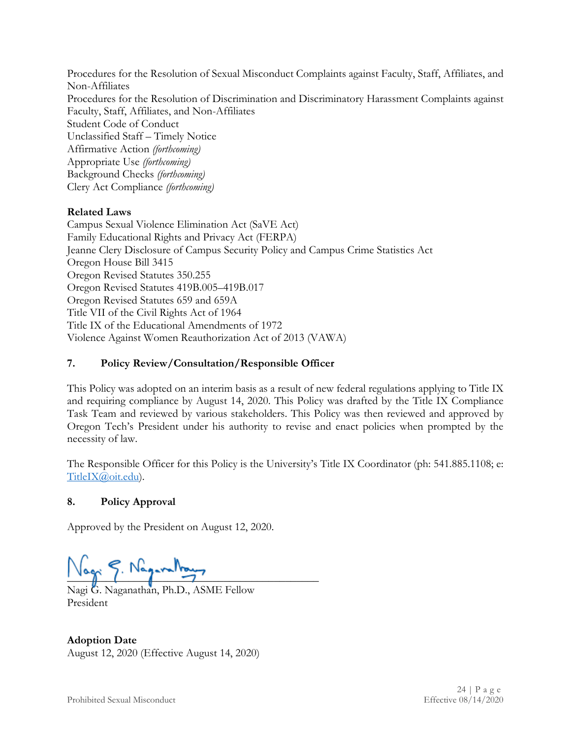Procedures for the Resolution of Sexual Misconduct Complaints against Faculty, Staff, Affiliates, and Non-Affiliates
Procedures for the Resolution of Discrimination and Discriminatory Harassment Complaints against Faculty, Staff, Affiliates, and Non-Affiliates
Student Code of Conduct
Unclassified Staff – Timely Notice
Affirmative Action *(forthcoming)*
Appropriate Use *(forthcoming)*
Background Checks *(forthcoming)*
Clery Act Compliance *(forthcoming)*

**Related Laws**
Campus Sexual Violence Elimination Act (SaVE Act)
Family Educational Rights and Privacy Act (FERPA)
Jeanne Clery Disclosure of Campus Security Policy and Campus Crime Statistics Act
Oregon House Bill 3415
Oregon Revised Statutes 350.255
Oregon Revised Statutes 419B.005–419B.017
Oregon Revised Statutes 659 and 659A
Title VII of the Civil Rights Act of 1964
Title IX of the Educational Amendments of 1972
Violence Against Women Reauthorization Act of 2013 (VAWA)

## 7. Policy Review/Consultation/Responsible Officer

This Policy was adopted on an interim basis as a result of new federal regulations applying to Title IX and requiring compliance by August 14, 2020. This Policy was drafted by the Title IX Compliance Task Team and reviewed by various stakeholders. This Policy was then reviewed and approved by Oregon Tech's President under his authority to revise and enact policies when prompted by the necessity of law.

The Responsible Officer for this Policy is the University's Title IX Coordinator (ph: 541.885.1108; e: TitleIX@oit.edu).

## 8. Policy Approval

Approved by the President on August 12, 2020.

Nagi G. Naganathan, Ph.D., ASME Fellow
President

**Adoption Date**
August 12, 2020 (Effective August 14, 2020)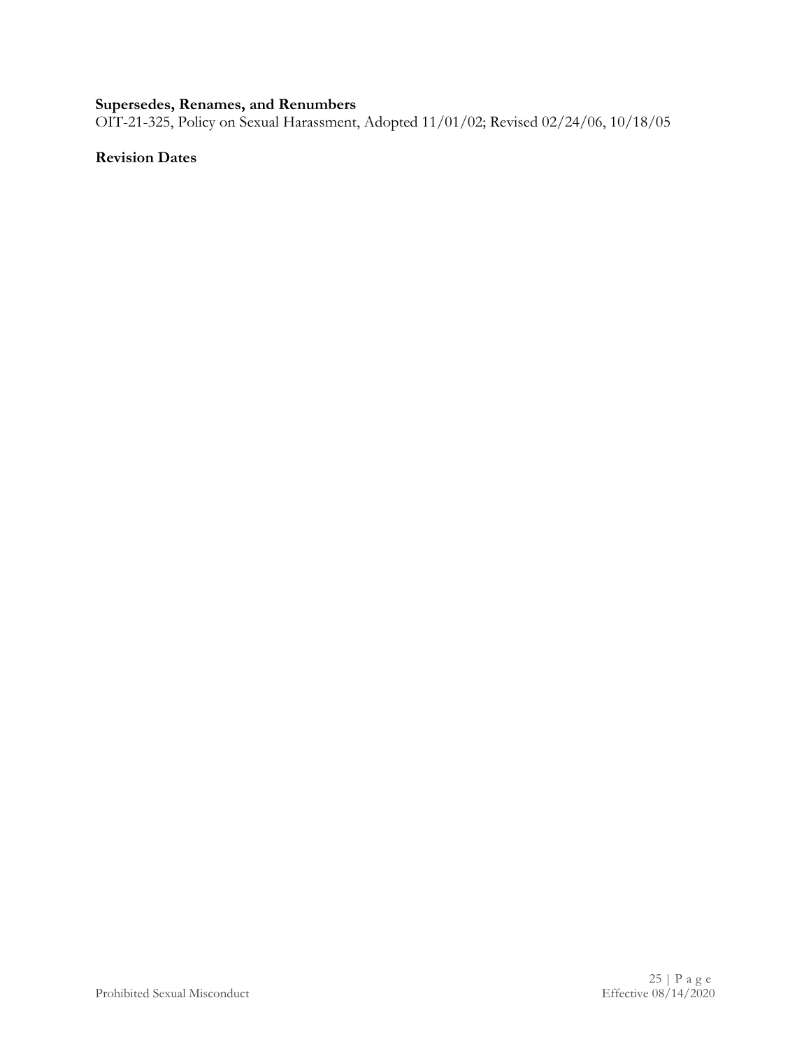**Supersedes, Renames, and Renumbers**

OIT-21-325, Policy on Sexual Harassment, Adopted 11/01/02; Revised 02/24/06, 10/18/05

**Revision Dates**